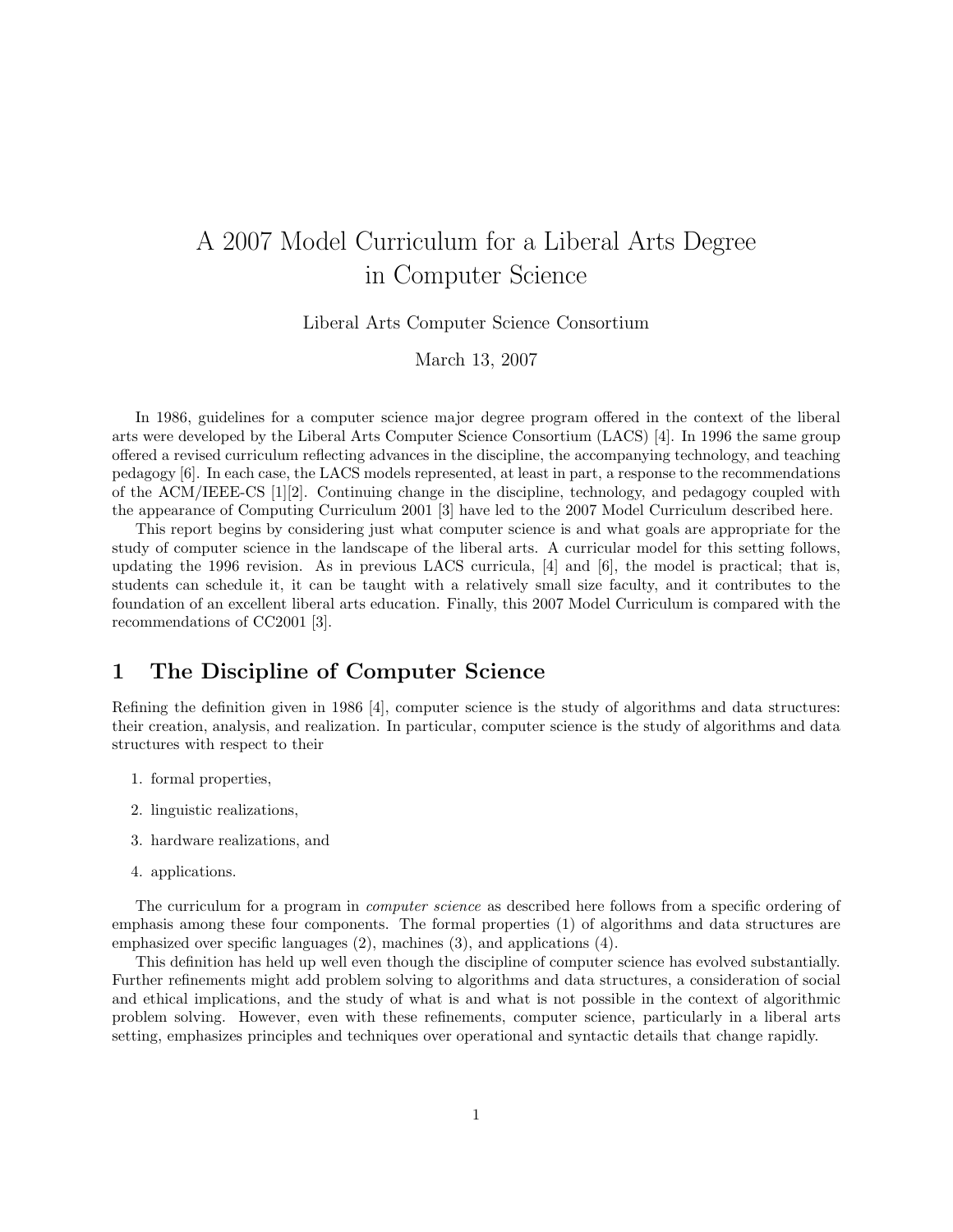# A 2007 Model Curriculum for a Liberal Arts Degree in Computer Science

Liberal Arts Computer Science Consortium

March 13, 2007

In 1986, guidelines for a computer science major degree program offered in the context of the liberal arts were developed by the Liberal Arts Computer Science Consortium (LACS) [4]. In 1996 the same group offered a revised curriculum reflecting advances in the discipline, the accompanying technology, and teaching pedagogy [6]. In each case, the LACS models represented, at least in part, a response to the recommendations of the ACM/IEEE-CS [1][2]. Continuing change in the discipline, technology, and pedagogy coupled with the appearance of Computing Curriculum 2001 [3] have led to the 2007 Model Curriculum described here.

This report begins by considering just what computer science is and what goals are appropriate for the study of computer science in the landscape of the liberal arts. A curricular model for this setting follows, updating the 1996 revision. As in previous LACS curricula, [4] and [6], the model is practical; that is, students can schedule it, it can be taught with a relatively small size faculty, and it contributes to the foundation of an excellent liberal arts education. Finally, this 2007 Model Curriculum is compared with the recommendations of CC2001 [3].

## 1 The Discipline of Computer Science

Refining the definition given in 1986 [4], computer science is the study of algorithms and data structures: their creation, analysis, and realization. In particular, computer science is the study of algorithms and data structures with respect to their

1. formal properties,
2. linguistic realizations,
3. hardware realizations, and
4. applications.

The curriculum for a program in *computer science* as described here follows from a specific ordering of emphasis among these four components. The formal properties (1) of algorithms and data structures are emphasized over specific languages (2), machines (3), and applications (4).

This definition has held up well even though the discipline of computer science has evolved substantially. Further refinements might add problem solving to algorithms and data structures, a consideration of social and ethical implications, and the study of what is and what is not possible in the context of algorithmic problem solving. However, even with these refinements, computer science, particularly in a liberal arts setting, emphasizes principles and techniques over operational and syntactic details that change rapidly.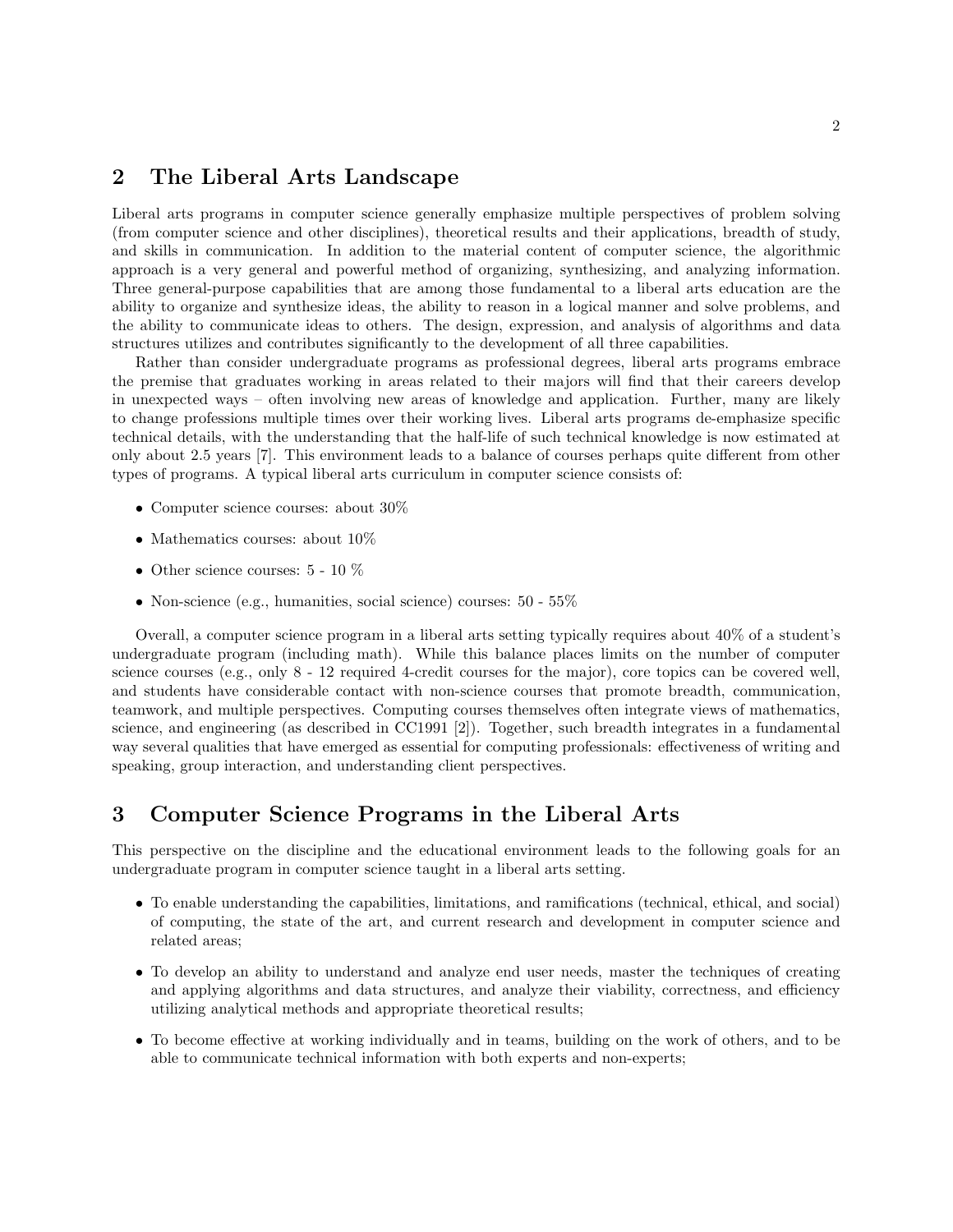## 2 The Liberal Arts Landscape

Liberal arts programs in computer science generally emphasize multiple perspectives of problem solving (from computer science and other disciplines), theoretical results and their applications, breadth of study, and skills in communication. In addition to the material content of computer science, the algorithmic approach is a very general and powerful method of organizing, synthesizing, and analyzing information. Three general-purpose capabilities that are among those fundamental to a liberal arts education are the ability to organize and synthesize ideas, the ability to reason in a logical manner and solve problems, and the ability to communicate ideas to others. The design, expression, and analysis of algorithms and data structures utilizes and contributes significantly to the development of all three capabilities.

Rather than consider undergraduate programs as professional degrees, liberal arts programs embrace the premise that graduates working in areas related to their majors will find that their careers develop in unexpected ways – often involving new areas of knowledge and application. Further, many are likely to change professions multiple times over their working lives. Liberal arts programs de-emphasize specific technical details, with the understanding that the half-life of such technical knowledge is now estimated at only about 2.5 years [7]. This environment leads to a balance of courses perhaps quite different from other types of programs. A typical liberal arts curriculum in computer science consists of:

- Computer science courses: about 30%
- Mathematics courses: about 10%
- Other science courses: 5 - 10 %
- Non-science (e.g., humanities, social science) courses: 50 - 55%

Overall, a computer science program in a liberal arts setting typically requires about 40% of a student's undergraduate program (including math). While this balance places limits on the number of computer science courses (e.g., only 8 - 12 required 4-credit courses for the major), core topics can be covered well, and students have considerable contact with non-science courses that promote breadth, communication, teamwork, and multiple perspectives. Computing courses themselves often integrate views of mathematics, science, and engineering (as described in CC1991 [2]). Together, such breadth integrates in a fundamental way several qualities that have emerged as essential for computing professionals: effectiveness of writing and speaking, group interaction, and understanding client perspectives.

## 3 Computer Science Programs in the Liberal Arts

This perspective on the discipline and the educational environment leads to the following goals for an undergraduate program in computer science taught in a liberal arts setting.

- To enable understanding the capabilities, limitations, and ramifications (technical, ethical, and social) of computing, the state of the art, and current research and development in computer science and related areas;
- To develop an ability to understand and analyze end user needs, master the techniques of creating and applying algorithms and data structures, and analyze their viability, correctness, and efficiency utilizing analytical methods and appropriate theoretical results;
- To become effective at working individually and in teams, building on the work of others, and to be able to communicate technical information with both experts and non-experts;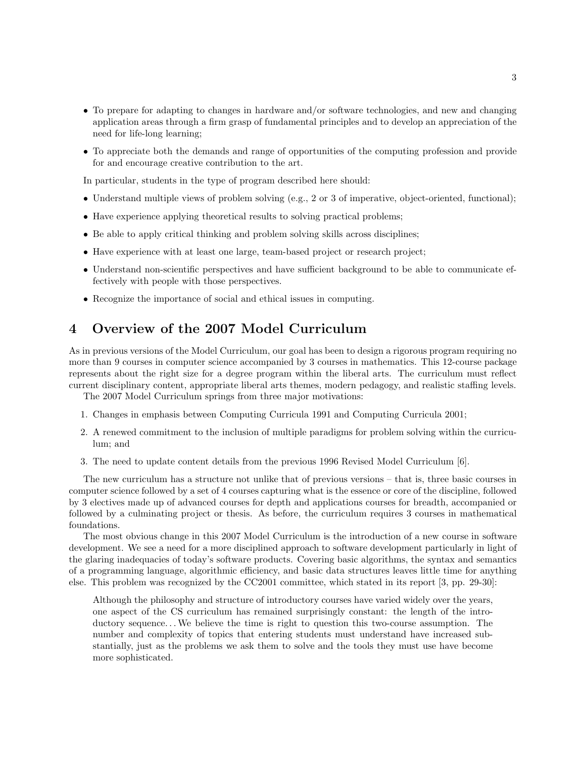- To prepare for adapting to changes in hardware and/or software technologies, and new and changing application areas through a firm grasp of fundamental principles and to develop an appreciation of the need for life-long learning;
- To appreciate both the demands and range of opportunities of the computing profession and provide for and encourage creative contribution to the art.

In particular, students in the type of program described here should:

- Understand multiple views of problem solving (e.g., 2 or 3 of imperative, object-oriented, functional);
- Have experience applying theoretical results to solving practical problems;
- Be able to apply critical thinking and problem solving skills across disciplines;
- Have experience with at least one large, team-based project or research project;
- Understand non-scientific perspectives and have sufficient background to be able to communicate effectively with people with those perspectives.
- Recognize the importance of social and ethical issues in computing.

## 4 Overview of the 2007 Model Curriculum

As in previous versions of the Model Curriculum, our goal has been to design a rigorous program requiring no more than 9 courses in computer science accompanied by 3 courses in mathematics. This 12-course package represents about the right size for a degree program within the liberal arts. The curriculum must reflect current disciplinary content, appropriate liberal arts themes, modern pedagogy, and realistic staffing levels.

The 2007 Model Curriculum springs from three major motivations:

1. Changes in emphasis between Computing Curricula 1991 and Computing Curricula 2001;
2. A renewed commitment to the inclusion of multiple paradigms for problem solving within the curriculum; and
3. The need to update content details from the previous 1996 Revised Model Curriculum [6].

The new curriculum has a structure not unlike that of previous versions – that is, three basic courses in computer science followed by a set of 4 courses capturing what is the essence or core of the discipline, followed by 3 electives made up of advanced courses for depth and applications courses for breadth, accompanied or followed by a culminating project or thesis. As before, the curriculum requires 3 courses in mathematical foundations.

The most obvious change in this 2007 Model Curriculum is the introduction of a new course in software development. We see a need for a more disciplined approach to software development particularly in light of the glaring inadequacies of today's software products. Covering basic algorithms, the syntax and semantics of a programming language, algorithmic efficiency, and basic data structures leaves little time for anything else. This problem was recognized by the CC2001 committee, which stated in its report [3, pp. 29-30]:

> Although the philosophy and structure of introductory courses have varied widely over the years, one aspect of the CS curriculum has remained surprisingly constant: the length of the introductory sequence... We believe the time is right to question this two-course assumption. The number and complexity of topics that entering students must understand have increased substantially, just as the problems we ask them to solve and the tools they must use have become more sophisticated.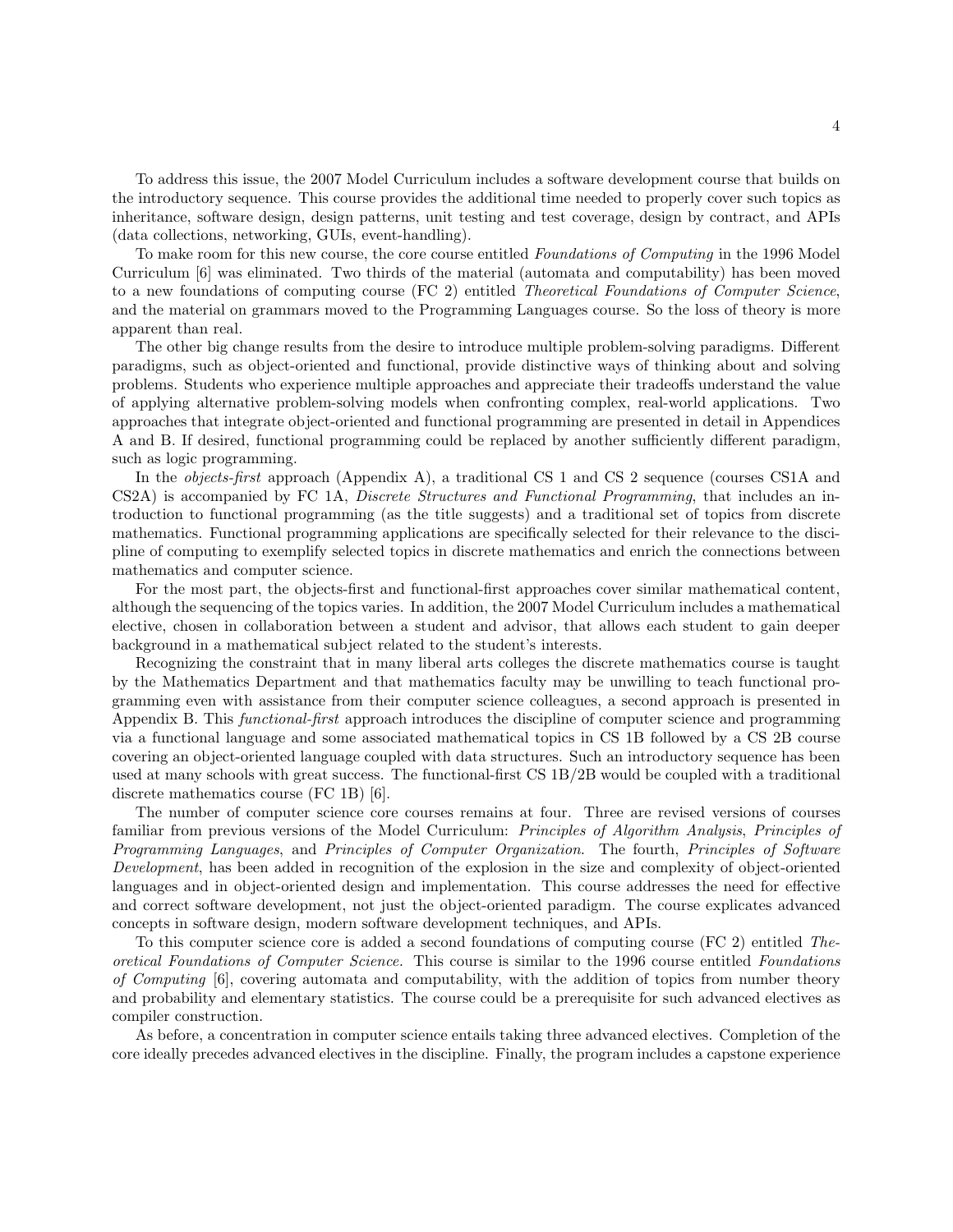To address this issue, the 2007 Model Curriculum includes a software development course that builds on the introductory sequence. This course provides the additional time needed to properly cover such topics as inheritance, software design, design patterns, unit testing and test coverage, design by contract, and APIs (data collections, networking, GUIs, event-handling).

To make room for this new course, the core course entitled *Foundations of Computing* in the 1996 Model Curriculum [6] was eliminated. Two thirds of the material (automata and computability) has been moved to a new foundations of computing course (FC 2) entitled *Theoretical Foundations of Computer Science*, and the material on grammars moved to the Programming Languages course. So the loss of theory is more apparent than real.

The other big change results from the desire to introduce multiple problem-solving paradigms. Different paradigms, such as object-oriented and functional, provide distinctive ways of thinking about and solving problems. Students who experience multiple approaches and appreciate their tradeoffs understand the value of applying alternative problem-solving models when confronting complex, real-world applications. Two approaches that integrate object-oriented and functional programming are presented in detail in Appendices A and B. If desired, functional programming could be replaced by another sufficiently different paradigm, such as logic programming.

In the *objects-first* approach (Appendix A), a traditional CS 1 and CS 2 sequence (courses CS1A and CS2A) is accompanied by FC 1A, *Discrete Structures and Functional Programming*, that includes an introduction to functional programming (as the title suggests) and a traditional set of topics from discrete mathematics. Functional programming applications are specifically selected for their relevance to the discipline of computing to exemplify selected topics in discrete mathematics and enrich the connections between mathematics and computer science.

For the most part, the objects-first and functional-first approaches cover similar mathematical content, although the sequencing of the topics varies. In addition, the 2007 Model Curriculum includes a mathematical elective, chosen in collaboration between a student and advisor, that allows each student to gain deeper background in a mathematical subject related to the student's interests.

Recognizing the constraint that in many liberal arts colleges the discrete mathematics course is taught by the Mathematics Department and that mathematics faculty may be unwilling to teach functional programming even with assistance from their computer science colleagues, a second approach is presented in Appendix B. This *functional-first* approach introduces the discipline of computer science and programming via a functional language and some associated mathematical topics in CS 1B followed by a CS 2B course covering an object-oriented language coupled with data structures. Such an introductory sequence has been used at many schools with great success. The functional-first CS 1B/2B would be coupled with a traditional discrete mathematics course (FC 1B) [6].

The number of computer science core courses remains at four. Three are revised versions of courses familiar from previous versions of the Model Curriculum: *Principles of Algorithm Analysis*, *Principles of Programming Languages*, and *Principles of Computer Organization*. The fourth, *Principles of Software Development*, has been added in recognition of the explosion in the size and complexity of object-oriented languages and in object-oriented design and implementation. This course addresses the need for effective and correct software development, not just the object-oriented paradigm. The course explicates advanced concepts in software design, modern software development techniques, and APIs.

To this computer science core is added a second foundations of computing course (FC 2) entitled *Theoretical Foundations of Computer Science*. This course is similar to the 1996 course entitled *Foundations of Computing* [6], covering automata and computability, with the addition of topics from number theory and probability and elementary statistics. The course could be a prerequisite for such advanced electives as compiler construction.

As before, a concentration in computer science entails taking three advanced electives. Completion of the core ideally precedes advanced electives in the discipline. Finally, the program includes a capstone experience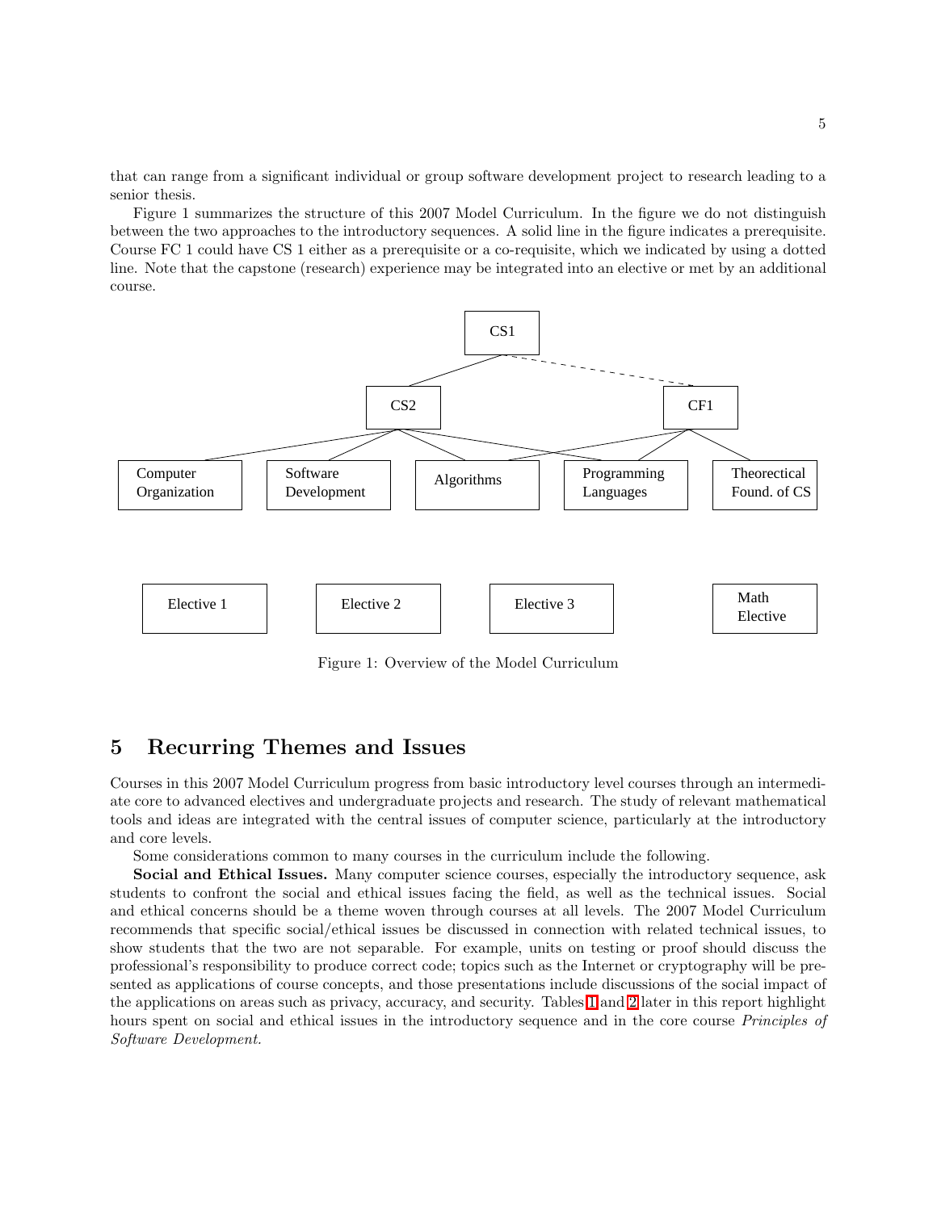that can range from a significant individual or group software development project to research leading to a senior thesis.

Figure 1 summarizes the structure of this 2007 Model Curriculum. In the figure we do not distinguish between the two approaches to the introductory sequences. A solid line in the figure indicates a prerequisite. Course FC 1 could have CS 1 either as a prerequisite or a co-requisite, which we indicated by using a dotted line. Note that the capstone (research) experience may be integrated into an elective or met by an additional course.

CS1

CS2 CF1

Computer Organization | Software Development | Algorithms | Programming Languages | Theorectical Found. of CS

Elective 1 | Elective 2 | Elective 3 | Math Elective

Figure 1: Overview of the Model Curriculum

## 5 Recurring Themes and Issues

Courses in this 2007 Model Curriculum progress from basic introductory level courses through an intermediate core to advanced electives and undergraduate projects and research. The study of relevant mathematical tools and ideas are integrated with the central issues of computer science, particularly at the introductory and core levels.

Some considerations common to many courses in the curriculum include the following.

**Social and Ethical Issues.** Many computer science courses, especially the introductory sequence, ask students to confront the social and ethical issues facing the field, as well as the technical issues. Social and ethical concerns should be a theme woven through courses at all levels. The 2007 Model Curriculum recommends that specific social/ethical issues be discussed in connection with related technical issues, to show students that the two are not separable. For example, units on testing or proof should discuss the professional's responsibility to produce correct code; topics such as the Internet or cryptography will be presented as applications of course concepts, and those presentations include discussions of the social impact of the applications on areas such as privacy, accuracy, and security. Tables 1 and 2 later in this report highlight hours spent on social and ethical issues in the introductory sequence and in the core course *Principles of Software Development.*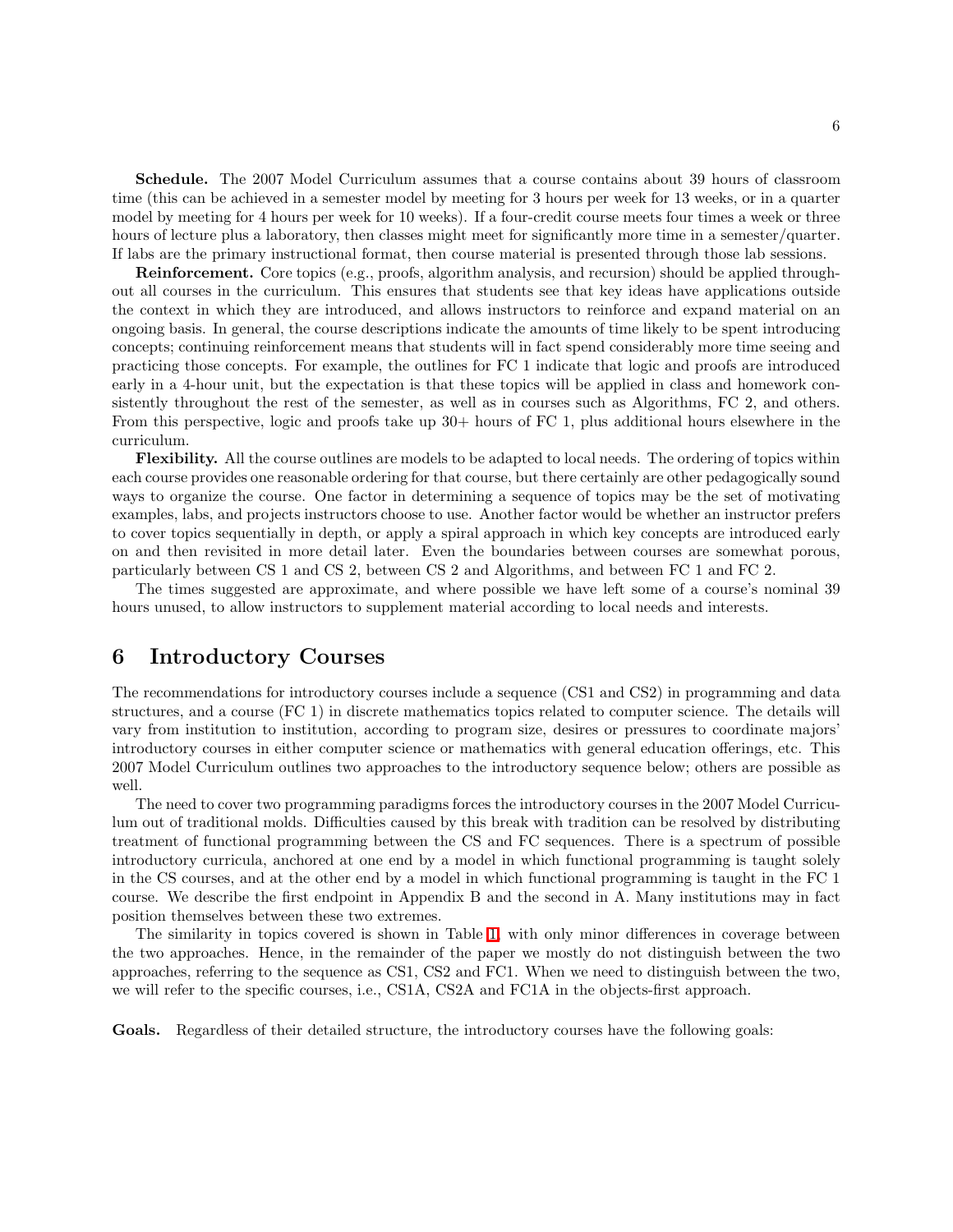**Schedule.** The 2007 Model Curriculum assumes that a course contains about 39 hours of classroom time (this can be achieved in a semester model by meeting for 3 hours per week for 13 weeks, or in a quarter model by meeting for 4 hours per week for 10 weeks). If a four-credit course meets four times a week or three hours of lecture plus a laboratory, then classes might meet for significantly more time in a semester/quarter. If labs are the primary instructional format, then course material is presented through those lab sessions.

**Reinforcement.** Core topics (e.g., proofs, algorithm analysis, and recursion) should be applied throughout all courses in the curriculum. This ensures that students see that key ideas have applications outside the context in which they are introduced, and allows instructors to reinforce and expand material on an ongoing basis. In general, the course descriptions indicate the amounts of time likely to be spent introducing concepts; continuing reinforcement means that students will in fact spend considerably more time seeing and practicing those concepts. For example, the outlines for FC 1 indicate that logic and proofs are introduced early in a 4-hour unit, but the expectation is that these topics will be applied in class and homework consistently throughout the rest of the semester, as well as in courses such as Algorithms, FC 2, and others. From this perspective, logic and proofs take up 30+ hours of FC 1, plus additional hours elsewhere in the curriculum.

**Flexibility.** All the course outlines are models to be adapted to local needs. The ordering of topics within each course provides one reasonable ordering for that course, but there certainly are other pedagogically sound ways to organize the course. One factor in determining a sequence of topics may be the set of motivating examples, labs, and projects instructors choose to use. Another factor would be whether an instructor prefers to cover topics sequentially in depth, or apply a spiral approach in which key concepts are introduced early on and then revisited in more detail later. Even the boundaries between courses are somewhat porous, particularly between CS 1 and CS 2, between CS 2 and Algorithms, and between FC 1 and FC 2.

The times suggested are approximate, and where possible we have left some of a course's nominal 39 hours unused, to allow instructors to supplement material according to local needs and interests.

# 6 Introductory Courses

The recommendations for introductory courses include a sequence (CS1 and CS2) in programming and data structures, and a course (FC 1) in discrete mathematics topics related to computer science. The details will vary from institution to institution, according to program size, desires or pressures to coordinate majors' introductory courses in either computer science or mathematics with general education offerings, etc. This 2007 Model Curriculum outlines two approaches to the introductory sequence below; others are possible as well.

The need to cover two programming paradigms forces the introductory courses in the 2007 Model Curriculum out of traditional molds. Difficulties caused by this break with tradition can be resolved by distributing treatment of functional programming between the CS and FC sequences. There is a spectrum of possible introductory curricula, anchored at one end by a model in which functional programming is taught solely in the CS courses, and at the other end by a model in which functional programming is taught in the FC 1 course. We describe the first endpoint in Appendix B and the second in A. Many institutions may in fact position themselves between these two extremes.

The similarity in topics covered is shown in Table 1, with only minor differences in coverage between the two approaches. Hence, in the remainder of the paper we mostly do not distinguish between the two approaches, referring to the sequence as CS1, CS2 and FC1. When we need to distinguish between the two, we will refer to the specific courses, i.e., CS1A, CS2A and FC1A in the objects-first approach.

**Goals.** Regardless of their detailed structure, the introductory courses have the following goals: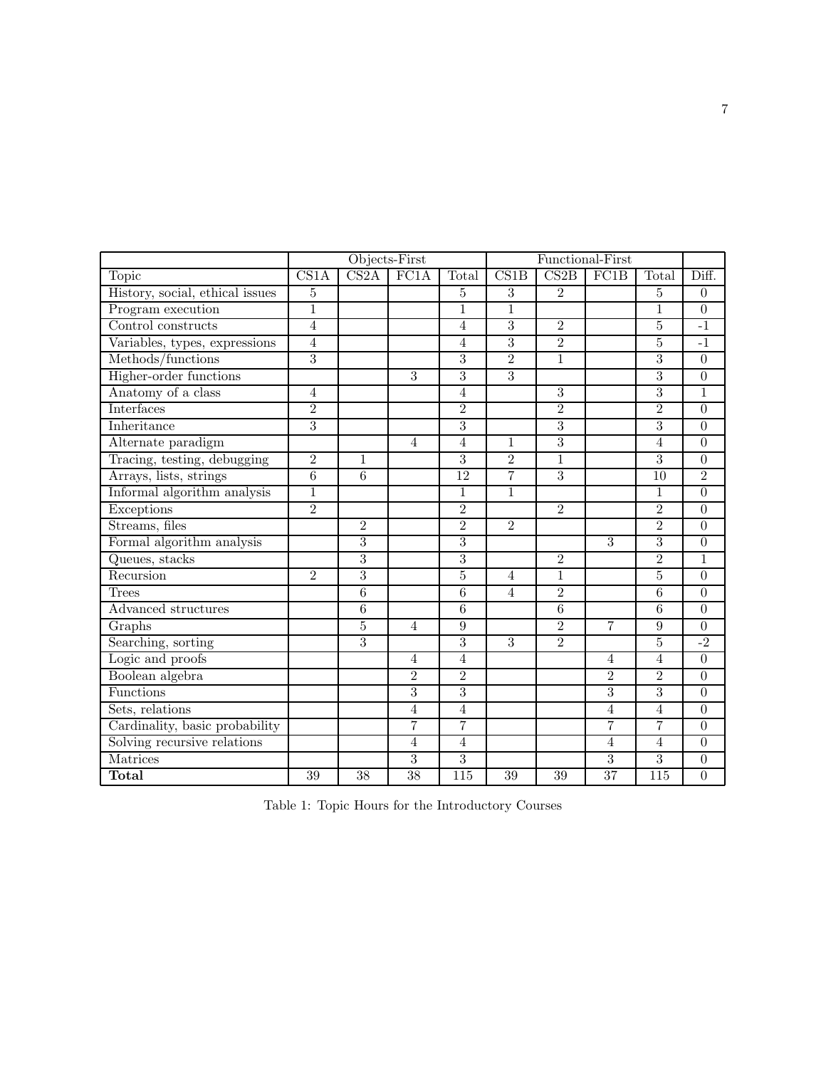| | Objects-First | | | | Functional-First | | | | |
|---|---|---|---|---|---|---|---|---|---|
| Topic | CS1A | CS2A | FC1A | Total | CS1B | CS2B | FC1B | Total | Diff. |
| History, social, ethical issues | 5 | | | 5 | 3 | 2 | | 5 | 0 |
| Program execution | 1 | | | 1 | 1 | | | 1 | 0 |
| Control constructs | 4 | | | 4 | 3 | 2 | | 5 | -1 |
| Variables, types, expressions | 4 | | | 4 | 3 | 2 | | 5 | -1 |
| Methods/functions | 3 | | | 3 | 2 | 1 | | 3 | 0 |
| Higher-order functions | | | 3 | 3 | 3 | | | 3 | 0 |
| Anatomy of a class | 4 | | | 4 | | 3 | | 3 | 1 |
| Interfaces | 2 | | | 2 | | 2 | | 2 | 0 |
| Inheritance | 3 | | | 3 | | 3 | | 3 | 0 |
| Alternate paradigm | | | 4 | 4 | 1 | 3 | | 4 | 0 |
| Tracing, testing, debugging | 2 | 1 | | 3 | 2 | 1 | | 3 | 0 |
| Arrays, lists, strings | 6 | 6 | | 12 | 7 | 3 | | 10 | 2 |
| Informal algorithm analysis | 1 | | | 1 | 1 | | | 1 | 0 |
| Exceptions | 2 | | | 2 | | 2 | | 2 | 0 |
| Streams, files | | 2 | | 2 | 2 | | | 2 | 0 |
| Formal algorithm analysis | | 3 | | 3 | | | 3 | 3 | 0 |
| Queues, stacks | | 3 | | 3 | | 2 | | 2 | 1 |
| Recursion | 2 | 3 | | 5 | 4 | 1 | | 5 | 0 |
| Trees | | 6 | | 6 | 4 | 2 | | 6 | 0 |
| Advanced structures | | 6 | | 6 | | 6 | | 6 | 0 |
| Graphs | | 5 | 4 | 9 | | 2 | 7 | 9 | 0 |
| Searching, sorting | | 3 | | 3 | 3 | 2 | | 5 | -2 |
| Logic and proofs | | | 4 | 4 | | | 4 | 4 | 0 |
| Boolean algebra | | | 2 | 2 | | | 2 | 2 | 0 |
| Functions | | | 3 | 3 | | | 3 | 3 | 0 |
| Sets, relations | | | 4 | 4 | | | 4 | 4 | 0 |
| Cardinality, basic probability | | | 7 | 7 | | | 7 | 7 | 0 |
| Solving recursive relations | | | 4 | 4 | | | 4 | 4 | 0 |
| Matrices | | | 3 | 3 | | | 3 | 3 | 0 |
| **Total** | 39 | 38 | 38 | 115 | 39 | 39 | 37 | 115 | 0 |

Table 1: Topic Hours for the Introductory Courses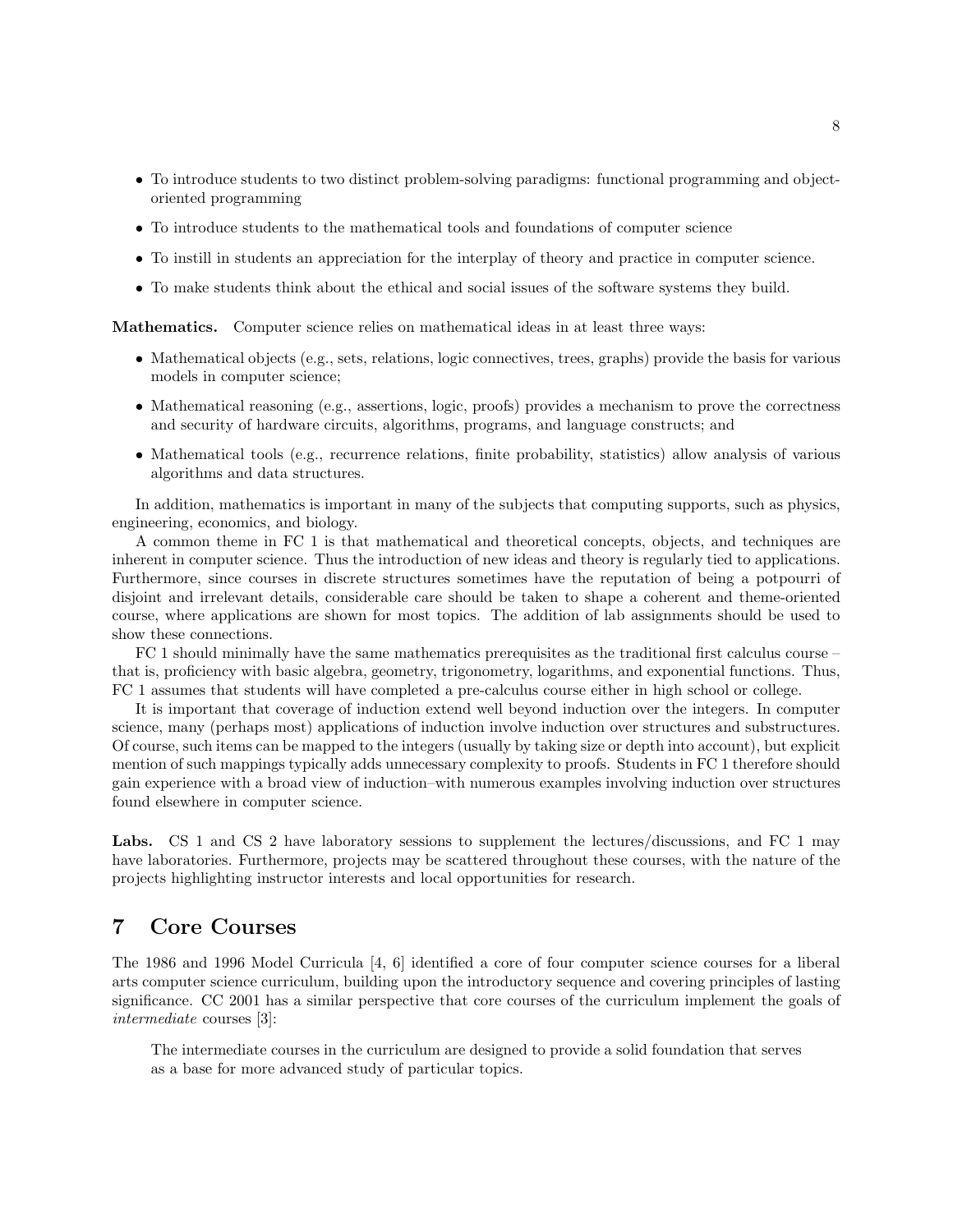- To introduce students to two distinct problem-solving paradigms: functional programming and object-oriented programming
- To introduce students to the mathematical tools and foundations of computer science
- To instill in students an appreciation for the interplay of theory and practice in computer science.
- To make students think about the ethical and social issues of the software systems they build.

**Mathematics.** Computer science relies on mathematical ideas in at least three ways:

- Mathematical objects (e.g., sets, relations, logic connectives, trees, graphs) provide the basis for various models in computer science;
- Mathematical reasoning (e.g., assertions, logic, proofs) provides a mechanism to prove the correctness and security of hardware circuits, algorithms, programs, and language constructs; and
- Mathematical tools (e.g., recurrence relations, finite probability, statistics) allow analysis of various algorithms and data structures.

In addition, mathematics is important in many of the subjects that computing supports, such as physics, engineering, economics, and biology.

A common theme in FC 1 is that mathematical and theoretical concepts, objects, and techniques are inherent in computer science. Thus the introduction of new ideas and theory is regularly tied to applications. Furthermore, since courses in discrete structures sometimes have the reputation of being a potpourri of disjoint and irrelevant details, considerable care should be taken to shape a coherent and theme-oriented course, where applications are shown for most topics. The addition of lab assignments should be used to show these connections.

FC 1 should minimally have the same mathematics prerequisites as the traditional first calculus course – that is, proficiency with basic algebra, geometry, trigonometry, logarithms, and exponential functions. Thus, FC 1 assumes that students will have completed a pre-calculus course either in high school or college.

It is important that coverage of induction extend well beyond induction over the integers. In computer science, many (perhaps most) applications of induction involve induction over structures and substructures. Of course, such items can be mapped to the integers (usually by taking size or depth into account), but explicit mention of such mappings typically adds unnecessary complexity to proofs. Students in FC 1 therefore should gain experience with a broad view of induction–with numerous examples involving induction over structures found elsewhere in computer science.

**Labs.** CS 1 and CS 2 have laboratory sessions to supplement the lectures/discussions, and FC 1 may have laboratories. Furthermore, projects may be scattered throughout these courses, with the nature of the projects highlighting instructor interests and local opportunities for research.

# 7 Core Courses

The 1986 and 1996 Model Curricula [4, 6] identified a core of four computer science courses for a liberal arts computer science curriculum, building upon the introductory sequence and covering principles of lasting significance. CC 2001 has a similar perspective that core courses of the curriculum implement the goals of *intermediate* courses [3]:

> The intermediate courses in the curriculum are designed to provide a solid foundation that serves as a base for more advanced study of particular topics.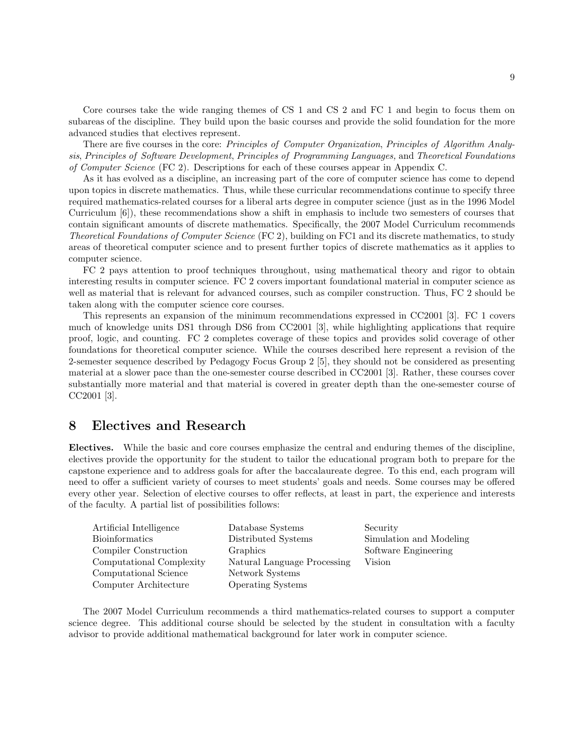Core courses take the wide ranging themes of CS 1 and CS 2 and FC 1 and begin to focus them on subareas of the discipline. They build upon the basic courses and provide the solid foundation for the more advanced studies that electives represent.

There are five courses in the core: *Principles of Computer Organization*, *Principles of Algorithm Analysis*, *Principles of Software Development*, *Principles of Programming Languages,* and *Theoretical Foundations of Computer Science* (FC 2). Descriptions for each of these courses appear in Appendix C.

As it has evolved as a discipline, an increasing part of the core of computer science has come to depend upon topics in discrete mathematics. Thus, while these curricular recommendations continue to specify three required mathematics-related courses for a liberal arts degree in computer science (just as in the 1996 Model Curriculum [6]), these recommendations show a shift in emphasis to include two semesters of courses that contain significant amounts of discrete mathematics. Specifically, the 2007 Model Curriculum recommends *Theoretical Foundations of Computer Science* (FC 2), building on FC1 and its discrete mathematics, to study areas of theoretical computer science and to present further topics of discrete mathematics as it applies to computer science.

FC 2 pays attention to proof techniques throughout, using mathematical theory and rigor to obtain interesting results in computer science. FC 2 covers important foundational material in computer science as well as material that is relevant for advanced courses, such as compiler construction. Thus, FC 2 should be taken along with the computer science core courses.

This represents an expansion of the minimum recommendations expressed in CC2001 [3]. FC 1 covers much of knowledge units DS1 through DS6 from CC2001 [3], while highlighting applications that require proof, logic, and counting. FC 2 completes coverage of these topics and provides solid coverage of other foundations for theoretical computer science. While the courses described here represent a revision of the 2-semester sequence described by Pedagogy Focus Group 2 [5], they should not be considered as presenting material at a slower pace than the one-semester course described in CC2001 [3]. Rather, these courses cover substantially more material and that material is covered in greater depth than the one-semester course of CC2001 [3].

# 8 Electives and Research

**Electives.** While the basic and core courses emphasize the central and enduring themes of the discipline, electives provide the opportunity for the student to tailor the educational program both to prepare for the capstone experience and to address goals for after the baccalaureate degree. To this end, each program will need to offer a sufficient variety of course to meet students' goals and needs. Some courses may be offered every other year. Selection of elective courses to offer reflects, at least in part, the experience and interests of the faculty. A partial list of possibilities follows:

| | | |
|---|---|---|
| Artificial Intelligence | Database Systems | Security |
| Bioinformatics | Distributed Systems | Simulation and Modeling |
| Compiler Construction | Graphics | Software Engineering |
| Computational Complexity | Natural Language Processing | Vision |
| Computational Science | Network Systems | |
| Computer Architecture | Operating Systems | |

The 2007 Model Curriculum recommends a third mathematics-related courses to support a computer science degree. This additional course should be selected by the student in consultation with a faculty advisor to provide additional mathematical background for later work in computer science.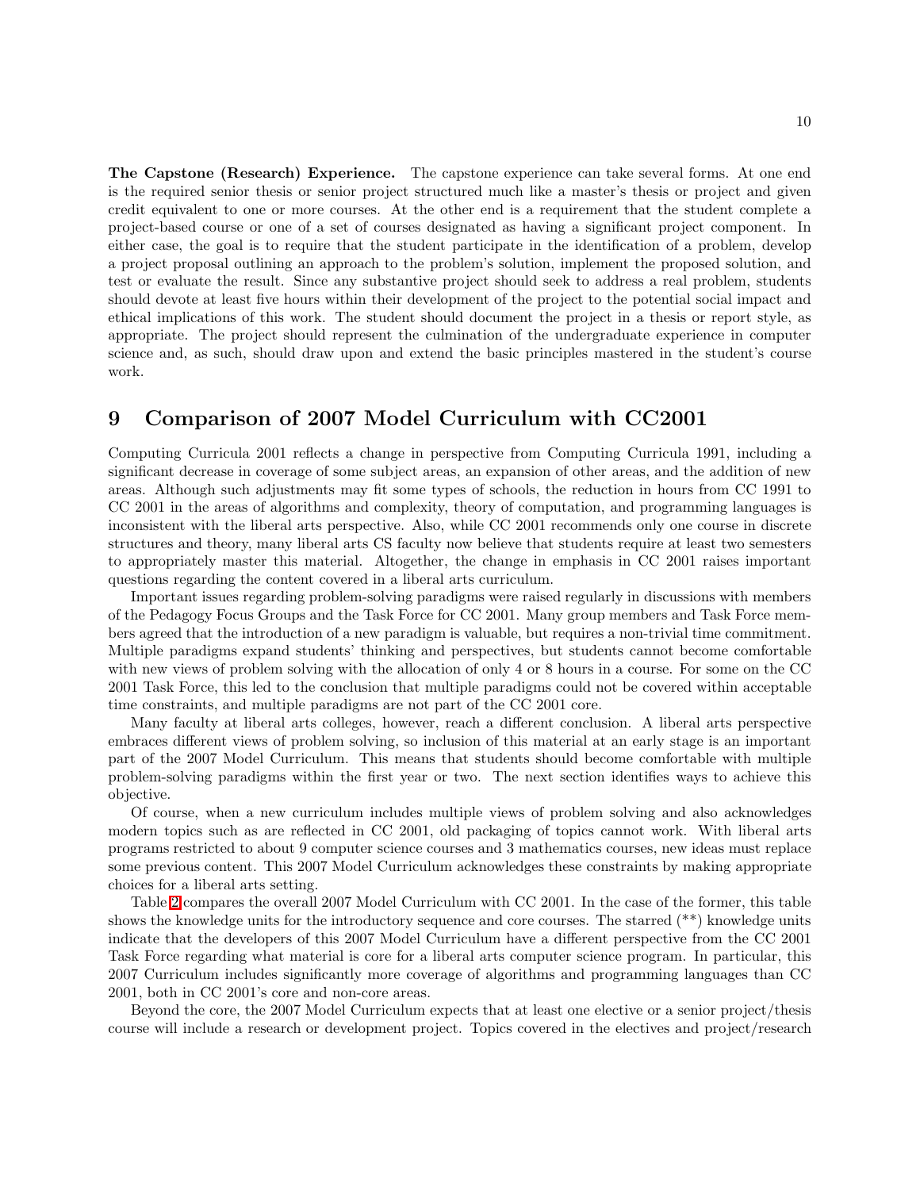**The Capstone (Research) Experience.** The capstone experience can take several forms. At one end is the required senior thesis or senior project structured much like a master's thesis or project and given credit equivalent to one or more courses. At the other end is a requirement that the student complete a project-based course or one of a set of courses designated as having a significant project component. In either case, the goal is to require that the student participate in the identification of a problem, develop a project proposal outlining an approach to the problem's solution, implement the proposed solution, and test or evaluate the result. Since any substantive project should seek to address a real problem, students should devote at least five hours within their development of the project to the potential social impact and ethical implications of this work. The student should document the project in a thesis or report style, as appropriate. The project should represent the culmination of the undergraduate experience in computer science and, as such, should draw upon and extend the basic principles mastered in the student's course work.

# 9 Comparison of 2007 Model Curriculum with CC2001

Computing Curricula 2001 reflects a change in perspective from Computing Curricula 1991, including a significant decrease in coverage of some subject areas, an expansion of other areas, and the addition of new areas. Although such adjustments may fit some types of schools, the reduction in hours from CC 1991 to CC 2001 in the areas of algorithms and complexity, theory of computation, and programming languages is inconsistent with the liberal arts perspective. Also, while CC 2001 recommends only one course in discrete structures and theory, many liberal arts CS faculty now believe that students require at least two semesters to appropriately master this material. Altogether, the change in emphasis in CC 2001 raises important questions regarding the content covered in a liberal arts curriculum.

Important issues regarding problem-solving paradigms were raised regularly in discussions with members of the Pedagogy Focus Groups and the Task Force for CC 2001. Many group members and Task Force members agreed that the introduction of a new paradigm is valuable, but requires a non-trivial time commitment. Multiple paradigms expand students' thinking and perspectives, but students cannot become comfortable with new views of problem solving with the allocation of only 4 or 8 hours in a course. For some on the CC 2001 Task Force, this led to the conclusion that multiple paradigms could not be covered within acceptable time constraints, and multiple paradigms are not part of the CC 2001 core.

Many faculty at liberal arts colleges, however, reach a different conclusion. A liberal arts perspective embraces different views of problem solving, so inclusion of this material at an early stage is an important part of the 2007 Model Curriculum. This means that students should become comfortable with multiple problem-solving paradigms within the first year or two. The next section identifies ways to achieve this objective.

Of course, when a new curriculum includes multiple views of problem solving and also acknowledges modern topics such as are reflected in CC 2001, old packaging of topics cannot work. With liberal arts programs restricted to about 9 computer science courses and 3 mathematics courses, new ideas must replace some previous content. This 2007 Model Curriculum acknowledges these constraints by making appropriate choices for a liberal arts setting.

Table 2 compares the overall 2007 Model Curriculum with CC 2001. In the case of the former, this table shows the knowledge units for the introductory sequence and core courses. The starred (**) knowledge units indicate that the developers of this 2007 Model Curriculum have a different perspective from the CC 2001 Task Force regarding what material is core for a liberal arts computer science program. In particular, this 2007 Curriculum includes significantly more coverage of algorithms and programming languages than CC 2001, both in CC 2001's core and non-core areas.

Beyond the core, the 2007 Model Curriculum expects that at least one elective or a senior project/thesis course will include a research or development project. Topics covered in the electives and project/research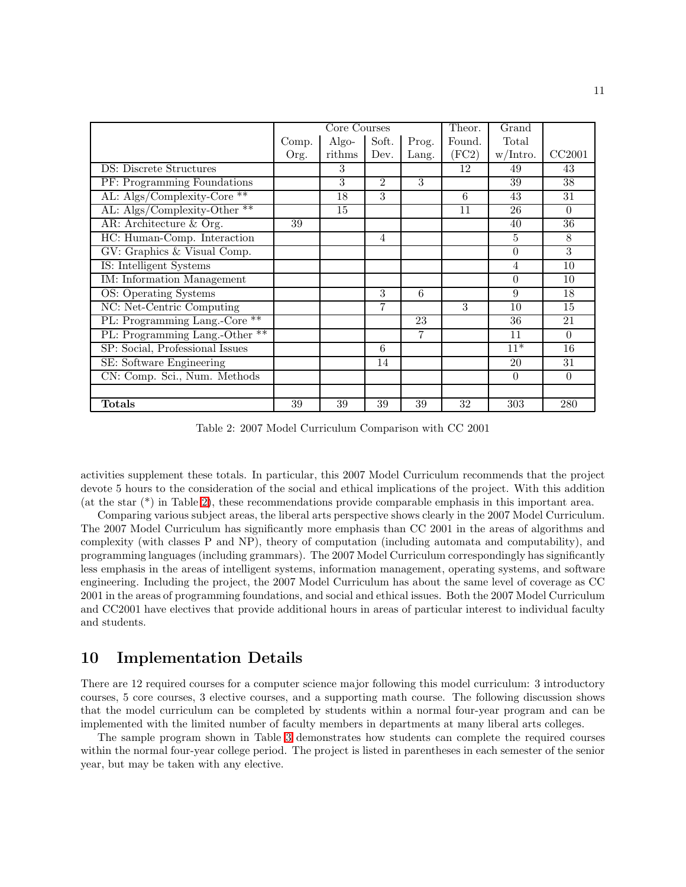| | Core Courses | | | | Theor. | Grand | |
|---|---|---|---|---|---|---|---|
| | Comp. Org. | Algo- rithms | Soft. Dev. | Prog. Lang. | Found. (FC2) | Total w/Intro. | CC2001 |
| DS: Discrete Structures | | 3 | | | 12 | 49 | 43 |
| PF: Programming Foundations | | 3 | 2 | 3 | | 39 | 38 |
| AL: Algs/Complexity-Core ** | | 18 | 3 | | 6 | 43 | 31 |
| AL: Algs/Complexity-Other ** | | 15 | | | 11 | 26 | 0 |
| AR: Architecture & Org. | 39 | | | | | 40 | 36 |
| HC: Human-Comp. Interaction | | | 4 | | | 5 | 8 |
| GV: Graphics & Visual Comp. | | | | | | 0 | 3 |
| IS: Intelligent Systems | | | | | | 4 | 10 |
| IM: Information Management | | | | | | 0 | 10 |
| OS: Operating Systems | | | 3 | 6 | | 9 | 18 |
| NC: Net-Centric Computing | | | 7 | | 3 | 10 | 15 |
| PL: Programming Lang.-Core ** | | | | 23 | | 36 | 21 |
| PL: Programming Lang.-Other ** | | | | 7 | | 11 | 0 |
| SP: Social, Professional Issues | | | 6 | | | 11* | 16 |
| SE: Software Engineering | | | 14 | | | 20 | 31 |
| CN: Comp. Sci., Num. Methods | | | | | | 0 | 0 |
| | | | | | | | |
| **Totals** | 39 | 39 | 39 | 39 | 32 | 303 | 280 |

Table 2: 2007 Model Curriculum Comparison with CC 2001

activities supplement these totals. In particular, this 2007 Model Curriculum recommends that the project devote 5 hours to the consideration of the social and ethical implications of the project. With this addition (at the star (*) in Table 2), these recommendations provide comparable emphasis in this important area.

Comparing various subject areas, the liberal arts perspective shows clearly in the 2007 Model Curriculum. The 2007 Model Curriculum has significantly more emphasis than CC 2001 in the areas of algorithms and complexity (with classes P and NP), theory of computation (including automata and computability), and programming languages (including grammars). The 2007 Model Curriculum correspondingly has significantly less emphasis in the areas of intelligent systems, information management, operating systems, and software engineering. Including the project, the 2007 Model Curriculum has about the same level of coverage as CC 2001 in the areas of programming foundations, and social and ethical issues. Both the 2007 Model Curriculum and CC2001 have electives that provide additional hours in areas of particular interest to individual faculty and students.

# 10 Implementation Details

There are 12 required courses for a computer science major following this model curriculum: 3 introductory courses, 5 core courses, 3 elective courses, and a supporting math course. The following discussion shows that the model curriculum can be completed by students within a normal four-year program and can be implemented with the limited number of faculty members in departments at many liberal arts colleges.

The sample program shown in Table 3 demonstrates how students can complete the required courses within the normal four-year college period. The project is listed in parentheses in each semester of the senior year, but may be taken with any elective.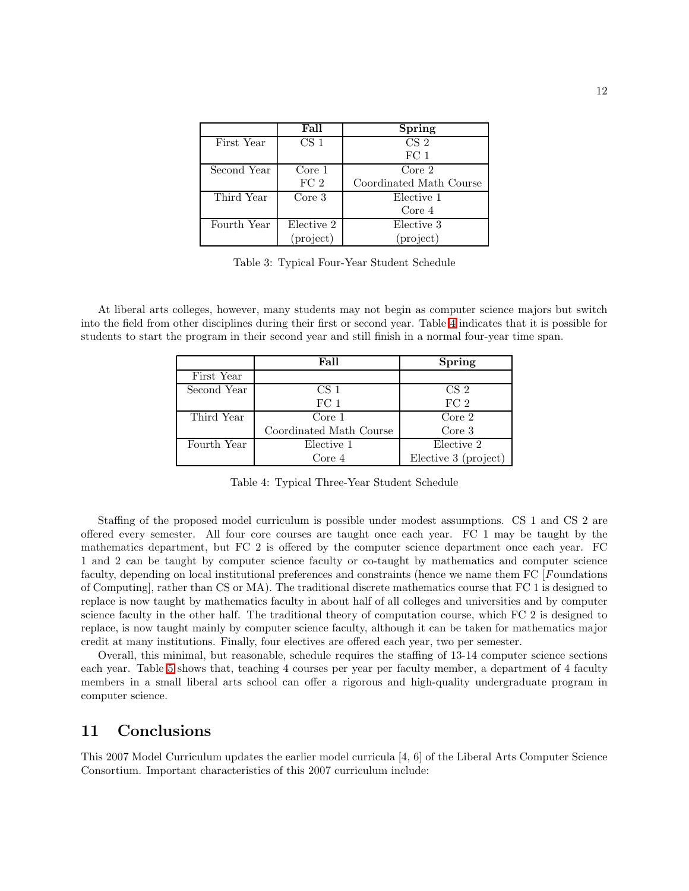| | **Fall** | **Spring** |
|---|---|---|
| First Year | CS 1 | CS 2<br>FC 1 |
| Second Year | Core 1<br>FC 2 | Core 2<br>Coordinated Math Course |
| Third Year | Core 3 | Elective 1<br>Core 4 |
| Fourth Year | Elective 2<br>(project) | Elective 3<br>(project) |

Table 3: Typical Four-Year Student Schedule

At liberal arts colleges, however, many students may not begin as computer science majors but switch into the field from other disciplines during their first or second year. Table 4 indicates that it is possible for students to start the program in their second year and still finish in a normal four-year time span.

| | **Fall** | **Spring** |
|---|---|---|
| First Year | | |
| Second Year | CS 1<br>FC 1 | CS 2<br>FC 2 |
| Third Year | Core 1<br>Coordinated Math Course | Core 2<br>Core 3 |
| Fourth Year | Elective 1<br>Core 4 | Elective 2<br>Elective 3 (project) |

Table 4: Typical Three-Year Student Schedule

Staffing of the proposed model curriculum is possible under modest assumptions. CS 1 and CS 2 are offered every semester. All four core courses are taught once each year. FC 1 may be taught by the mathematics department, but FC 2 is offered by the computer science department once each year. FC 1 and 2 can be taught by computer science faculty or co-taught by mathematics and computer science faculty, depending on local institutional preferences and constraints (hence we name them FC [*F*oundations of Computing], rather than CS or MA). The traditional discrete mathematics course that FC 1 is designed to replace is now taught by mathematics faculty in about half of all colleges and universities and by computer science faculty in the other half. The traditional theory of computation course, which FC 2 is designed to replace, is now taught mainly by computer science faculty, although it can be taken for mathematics major credit at many institutions. Finally, four electives are offered each year, two per semester.

Overall, this minimal, but reasonable, schedule requires the staffing of 13-14 computer science sections each year. Table 5 shows that, teaching 4 courses per year per faculty member, a department of 4 faculty members in a small liberal arts school can offer a rigorous and high-quality undergraduate program in computer science.

## 11 Conclusions

This 2007 Model Curriculum updates the earlier model curricula [4, 6] of the Liberal Arts Computer Science Consortium. Important characteristics of this 2007 curriculum include: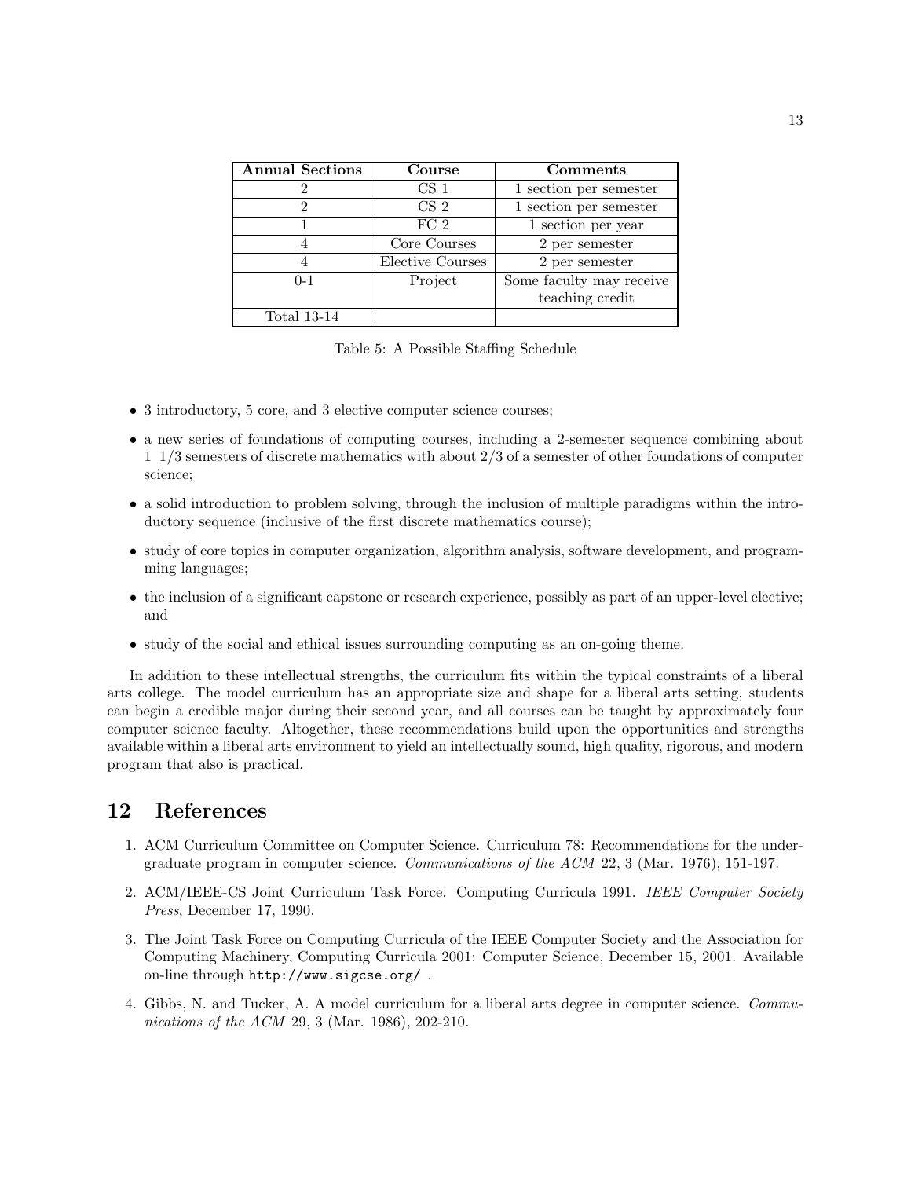| Annual Sections | Course | Comments |
| --- | --- | --- |
| 2 | CS 1 | 1 section per semester |
| 2 | CS 2 | 1 section per semester |
| 1 | FC 2 | 1 section per year |
| 4 | Core Courses | 2 per semester |
| 4 | Elective Courses | 2 per semester |
| 0-1 | Project | Some faculty may receive teaching credit |
| Total 13-14 | | |

Table 5: A Possible Staffing Schedule

- 3 introductory, 5 core, and 3 elective computer science courses;
- a new series of foundations of computing courses, including a 2-semester sequence combining about 1 1/3 semesters of discrete mathematics with about 2/3 of a semester of other foundations of computer science;
- a solid introduction to problem solving, through the inclusion of multiple paradigms within the introductory sequence (inclusive of the first discrete mathematics course);
- study of core topics in computer organization, algorithm analysis, software development, and programming languages;
- the inclusion of a significant capstone or research experience, possibly as part of an upper-level elective; and
- study of the social and ethical issues surrounding computing as an on-going theme.

In addition to these intellectual strengths, the curriculum fits within the typical constraints of a liberal arts college. The model curriculum has an appropriate size and shape for a liberal arts setting, students can begin a credible major during their second year, and all courses can be taught by approximately four computer science faculty. Altogether, these recommendations build upon the opportunities and strengths available within a liberal arts environment to yield an intellectually sound, high quality, rigorous, and modern program that also is practical.

## 12 References

1. ACM Curriculum Committee on Computer Science. Curriculum 78: Recommendations for the undergraduate program in computer science. *Communications of the ACM* 22, 3 (Mar. 1976), 151-197.
2. ACM/IEEE-CS Joint Curriculum Task Force. Computing Curricula 1991. *IEEE Computer Society Press*, December 17, 1990.
3. The Joint Task Force on Computing Curricula of the IEEE Computer Society and the Association for Computing Machinery, Computing Curricula 2001: Computer Science, December 15, 2001. Available on-line through `http://www.sigcse.org/` .
4. Gibbs, N. and Tucker, A. A model curriculum for a liberal arts degree in computer science. *Communications of the ACM* 29, 3 (Mar. 1986), 202-210.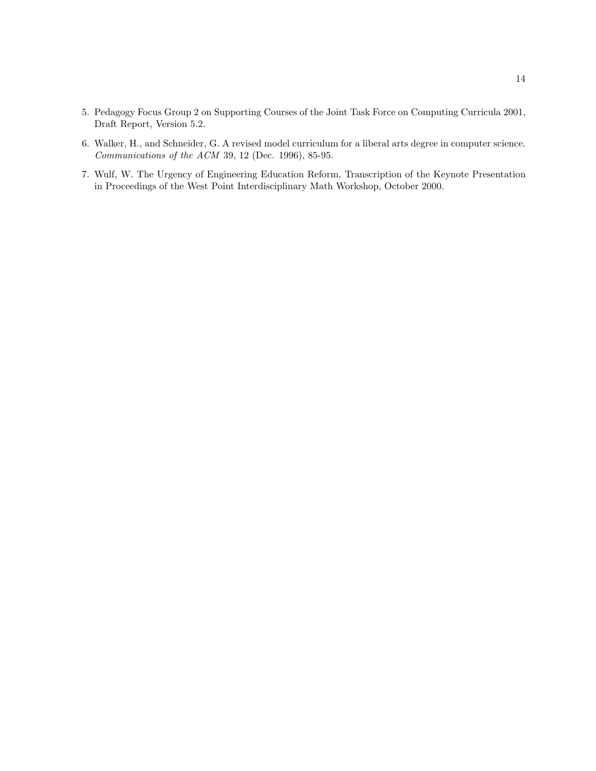5. Pedagogy Focus Group 2 on Supporting Courses of the Joint Task Force on Computing Curricula 2001, Draft Report, Version 5.2.

6. Walker, H., and Schneider, G. A revised model curriculum for a liberal arts degree in computer science. *Communications of the ACM* 39, 12 (Dec. 1996), 85-95.

7. Wulf, W. The Urgency of Engineering Education Reform, Transcription of the Keynote Presentation in Proceedings of the West Point Interdisciplinary Math Workshop, October 2000.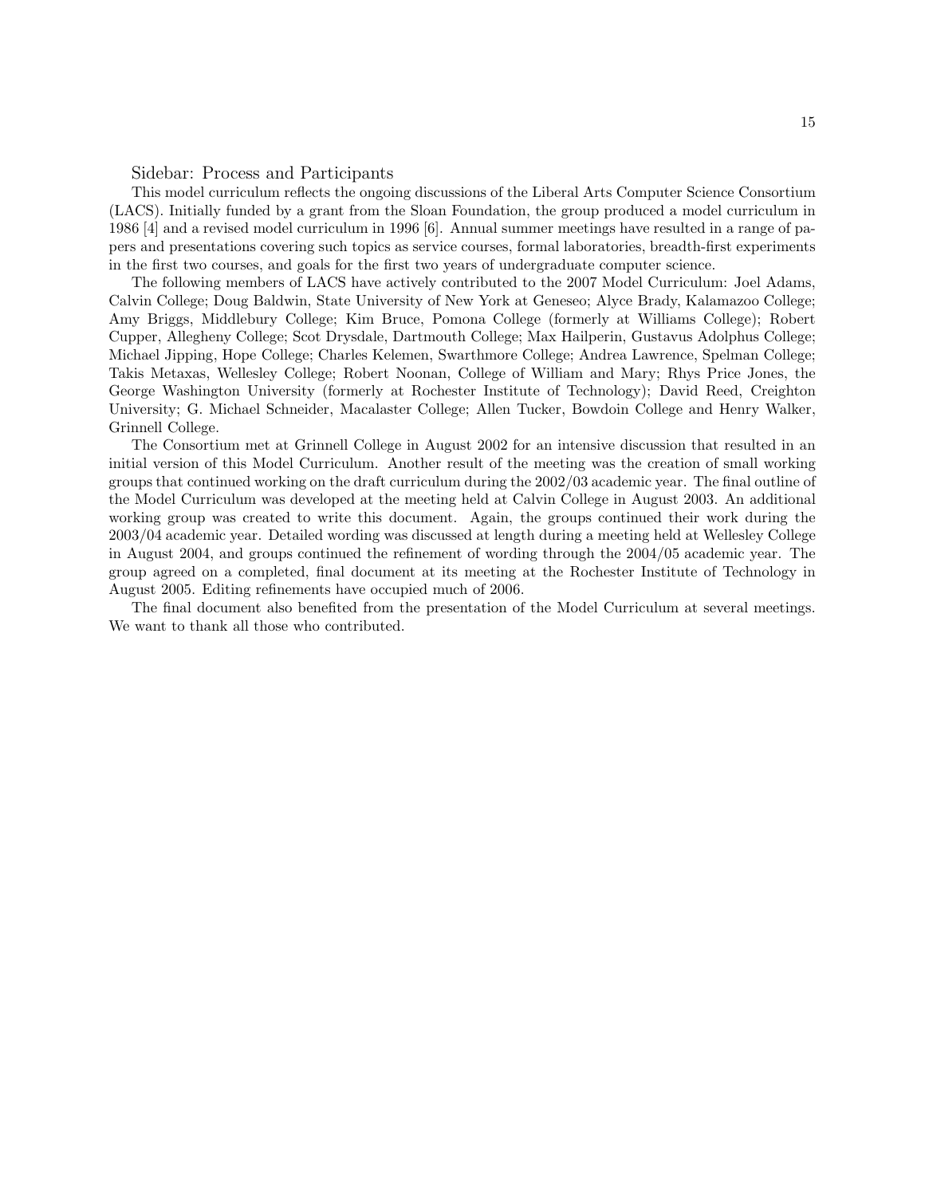## Sidebar: Process and Participants

This model curriculum reflects the ongoing discussions of the Liberal Arts Computer Science Consortium (LACS). Initially funded by a grant from the Sloan Foundation, the group produced a model curriculum in 1986 [4] and a revised model curriculum in 1996 [6]. Annual summer meetings have resulted in a range of papers and presentations covering such topics as service courses, formal laboratories, breadth-first experiments in the first two courses, and goals for the first two years of undergraduate computer science.

The following members of LACS have actively contributed to the 2007 Model Curriculum: Joel Adams, Calvin College; Doug Baldwin, State University of New York at Geneseo; Alyce Brady, Kalamazoo College; Amy Briggs, Middlebury College; Kim Bruce, Pomona College (formerly at Williams College); Robert Cupper, Allegheny College; Scot Drysdale, Dartmouth College; Max Hailperin, Gustavus Adolphus College; Michael Jipping, Hope College; Charles Kelemen, Swarthmore College; Andrea Lawrence, Spelman College; Takis Metaxas, Wellesley College; Robert Noonan, College of William and Mary; Rhys Price Jones, the George Washington University (formerly at Rochester Institute of Technology); David Reed, Creighton University; G. Michael Schneider, Macalaster College; Allen Tucker, Bowdoin College and Henry Walker, Grinnell College.

The Consortium met at Grinnell College in August 2002 for an intensive discussion that resulted in an initial version of this Model Curriculum. Another result of the meeting was the creation of small working groups that continued working on the draft curriculum during the 2002/03 academic year. The final outline of the Model Curriculum was developed at the meeting held at Calvin College in August 2003. An additional working group was created to write this document. Again, the groups continued their work during the 2003/04 academic year. Detailed wording was discussed at length during a meeting held at Wellesley College in August 2004, and groups continued the refinement of wording through the 2004/05 academic year. The group agreed on a completed, final document at its meeting at the Rochester Institute of Technology in August 2005. Editing refinements have occupied much of 2006.

The final document also benefited from the presentation of the Model Curriculum at several meetings. We want to thank all those who contributed.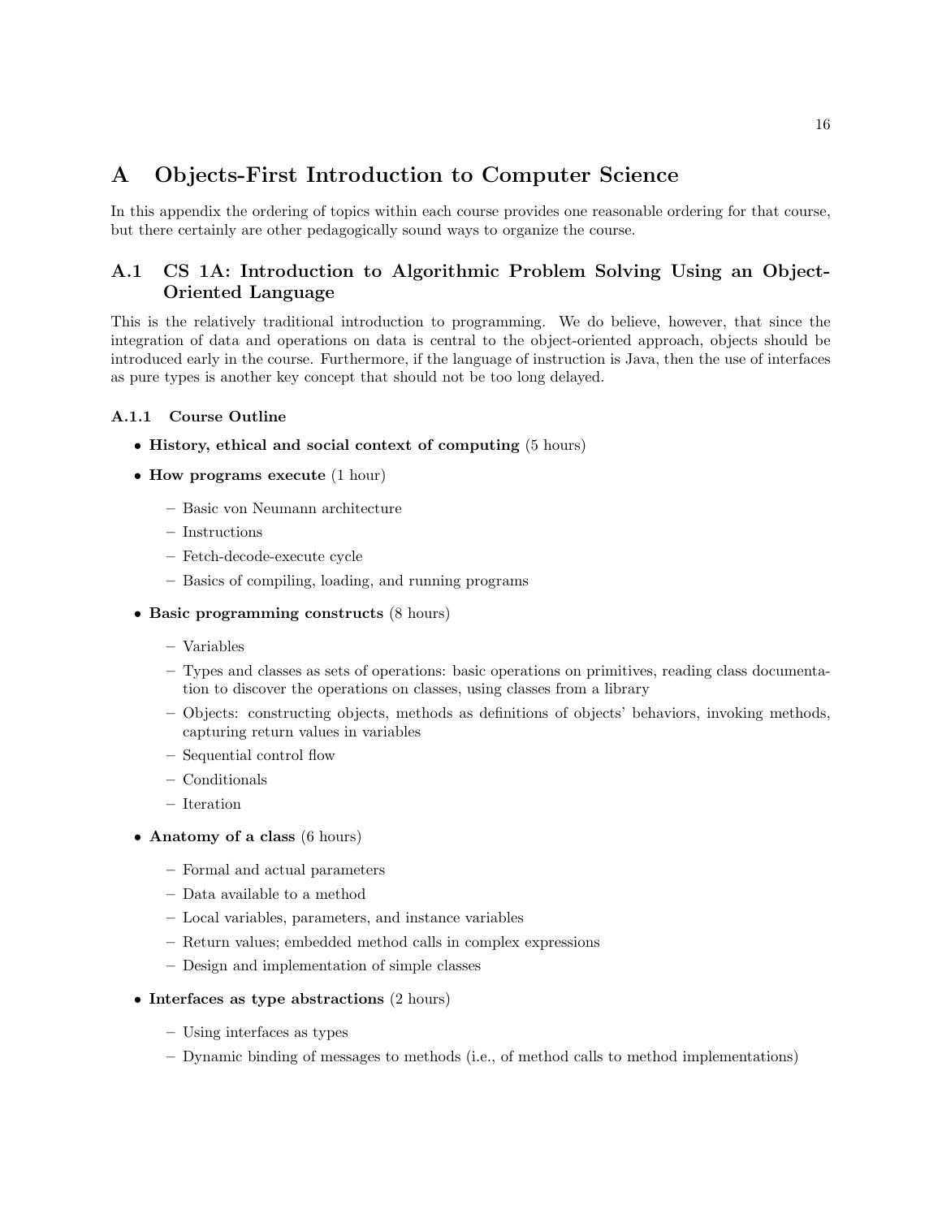# A Objects-First Introduction to Computer Science

In this appendix the ordering of topics within each course provides one reasonable ordering for that course, but there certainly are other pedagogically sound ways to organize the course.

## A.1 CS 1A: Introduction to Algorithmic Problem Solving Using an Object-Oriented Language

This is the relatively traditional introduction to programming. We do believe, however, that since the integration of data and operations on data is central to the object-oriented approach, objects should be introduced early in the course. Furthermore, if the language of instruction is Java, then the use of interfaces as pure types is another key concept that should not be too long delayed.

### A.1.1 Course Outline

- **History, ethical and social context of computing** (5 hours)
- **How programs execute** (1 hour)
  - Basic von Neumann architecture
  - Instructions
  - Fetch-decode-execute cycle
  - Basics of compiling, loading, and running programs
- **Basic programming constructs** (8 hours)
  - Variables
  - Types and classes as sets of operations: basic operations on primitives, reading class documentation to discover the operations on classes, using classes from a library
  - Objects: constructing objects, methods as definitions of objects' behaviors, invoking methods, capturing return values in variables
  - Sequential control flow
  - Conditionals
  - Iteration
- **Anatomy of a class** (6 hours)
  - Formal and actual parameters
  - Data available to a method
  - Local variables, parameters, and instance variables
  - Return values; embedded method calls in complex expressions
  - Design and implementation of simple classes
- **Interfaces as type abstractions** (2 hours)
  - Using interfaces as types
  - Dynamic binding of messages to methods (i.e., of method calls to method implementations)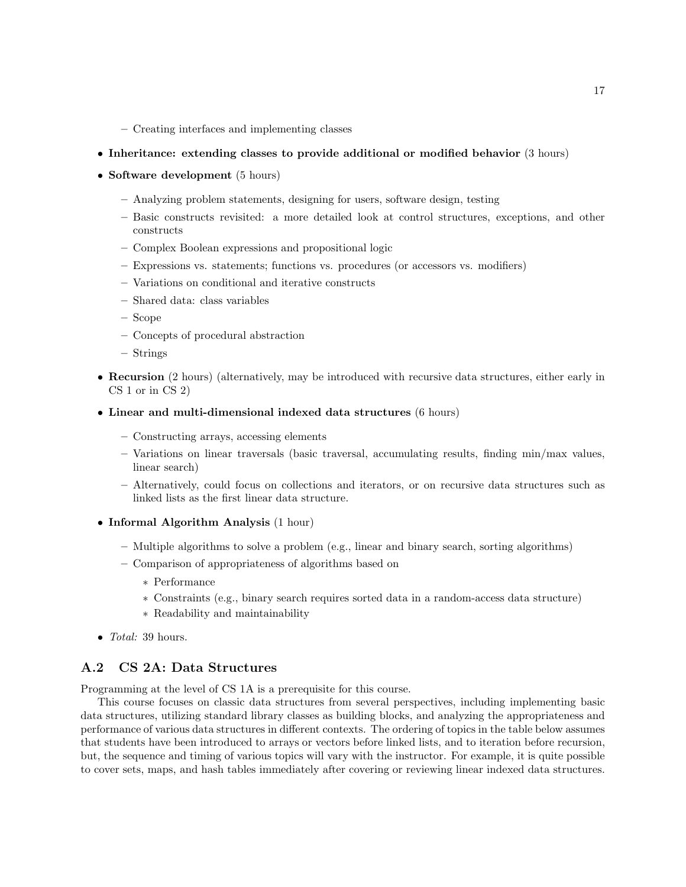- Creating interfaces and implementing classes

- **Inheritance: extending classes to provide additional or modified behavior** (3 hours)
- **Software development** (5 hours)
  - Analyzing problem statements, designing for users, software design, testing
  - Basic constructs revisited: a more detailed look at control structures, exceptions, and other constructs
  - Complex Boolean expressions and propositional logic
  - Expressions vs. statements; functions vs. procedures (or accessors vs. modifiers)
  - Variations on conditional and iterative constructs
  - Shared data: class variables
  - Scope
  - Concepts of procedural abstraction
  - Strings
- **Recursion** (2 hours) (alternatively, may be introduced with recursive data structures, either early in CS 1 or in CS 2)
- **Linear and multi-dimensional indexed data structures** (6 hours)
  - Constructing arrays, accessing elements
  - Variations on linear traversals (basic traversal, accumulating results, finding min/max values, linear search)
  - Alternatively, could focus on collections and iterators, or on recursive data structures such as linked lists as the first linear data structure.
- **Informal Algorithm Analysis** (1 hour)
  - Multiple algorithms to solve a problem (e.g., linear and binary search, sorting algorithms)
  - Comparison of appropriateness of algorithms based on
    - Performance
    - Constraints (e.g., binary search requires sorted data in a random-access data structure)
    - Readability and maintainability
- *Total:* 39 hours.

## A.2 CS 2A: Data Structures

Programming at the level of CS 1A is a prerequisite for this course.

This course focuses on classic data structures from several perspectives, including implementing basic data structures, utilizing standard library classes as building blocks, and analyzing the appropriateness and performance of various data structures in different contexts. The ordering of topics in the table below assumes that students have been introduced to arrays or vectors before linked lists, and to iteration before recursion, but, the sequence and timing of various topics will vary with the instructor. For example, it is quite possible to cover sets, maps, and hash tables immediately after covering or reviewing linear indexed data structures.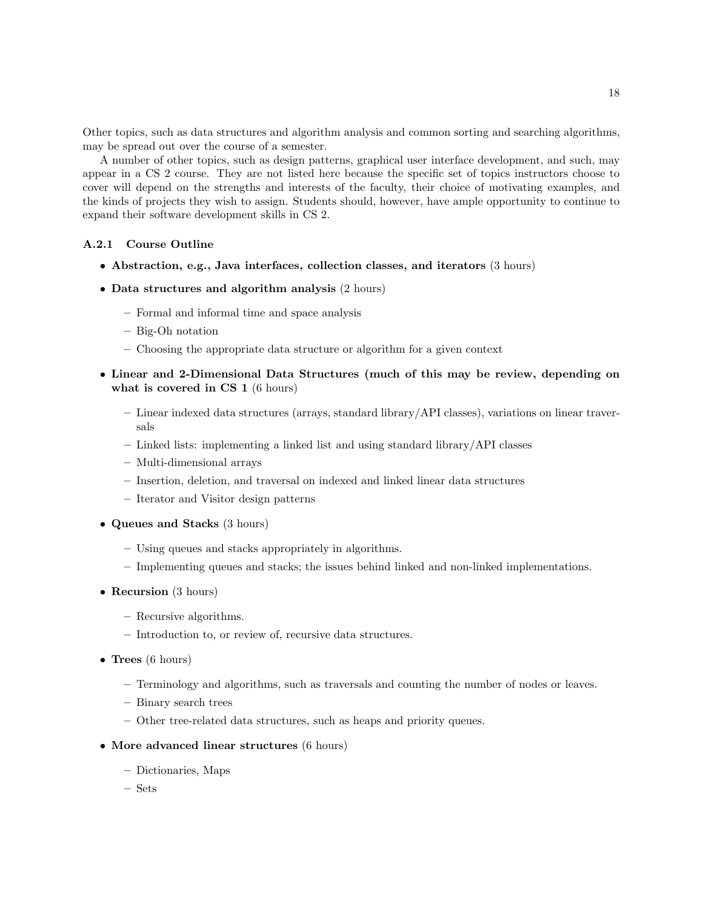Other topics, such as data structures and algorithm analysis and common sorting and searching algorithms, may be spread out over the course of a semester.

A number of other topics, such as design patterns, graphical user interface development, and such, may appear in a CS 2 course. They are not listed here because the specific set of topics instructors choose to cover will depend on the strengths and interests of the faculty, their choice of motivating examples, and the kinds of projects they wish to assign. Students should, however, have ample opportunity to continue to expand their software development skills in CS 2.

### A.2.1 Course Outline

- **Abstraction, e.g., Java interfaces, collection classes, and iterators** (3 hours)
- **Data structures and algorithm analysis** (2 hours)
  - Formal and informal time and space analysis
  - Big-Oh notation
  - Choosing the appropriate data structure or algorithm for a given context
- **Linear and 2-Dimensional Data Structures (much of this may be review, depending on what is covered in CS 1** (6 hours)
  - Linear indexed data structures (arrays, standard library/API classes), variations on linear traversals
  - Linked lists: implementing a linked list and using standard library/API classes
  - Multi-dimensional arrays
  - Insertion, deletion, and traversal on indexed and linked linear data structures
  - Iterator and Visitor design patterns
- **Queues and Stacks** (3 hours)
  - Using queues and stacks appropriately in algorithms.
  - Implementing queues and stacks; the issues behind linked and non-linked implementations.
- **Recursion** (3 hours)
  - Recursive algorithms.
  - Introduction to, or review of, recursive data structures.
- **Trees** (6 hours)
  - Terminology and algorithms, such as traversals and counting the number of nodes or leaves.
  - Binary search trees
  - Other tree-related data structures, such as heaps and priority queues.
- **More advanced linear structures** (6 hours)
  - Dictionaries, Maps
  - Sets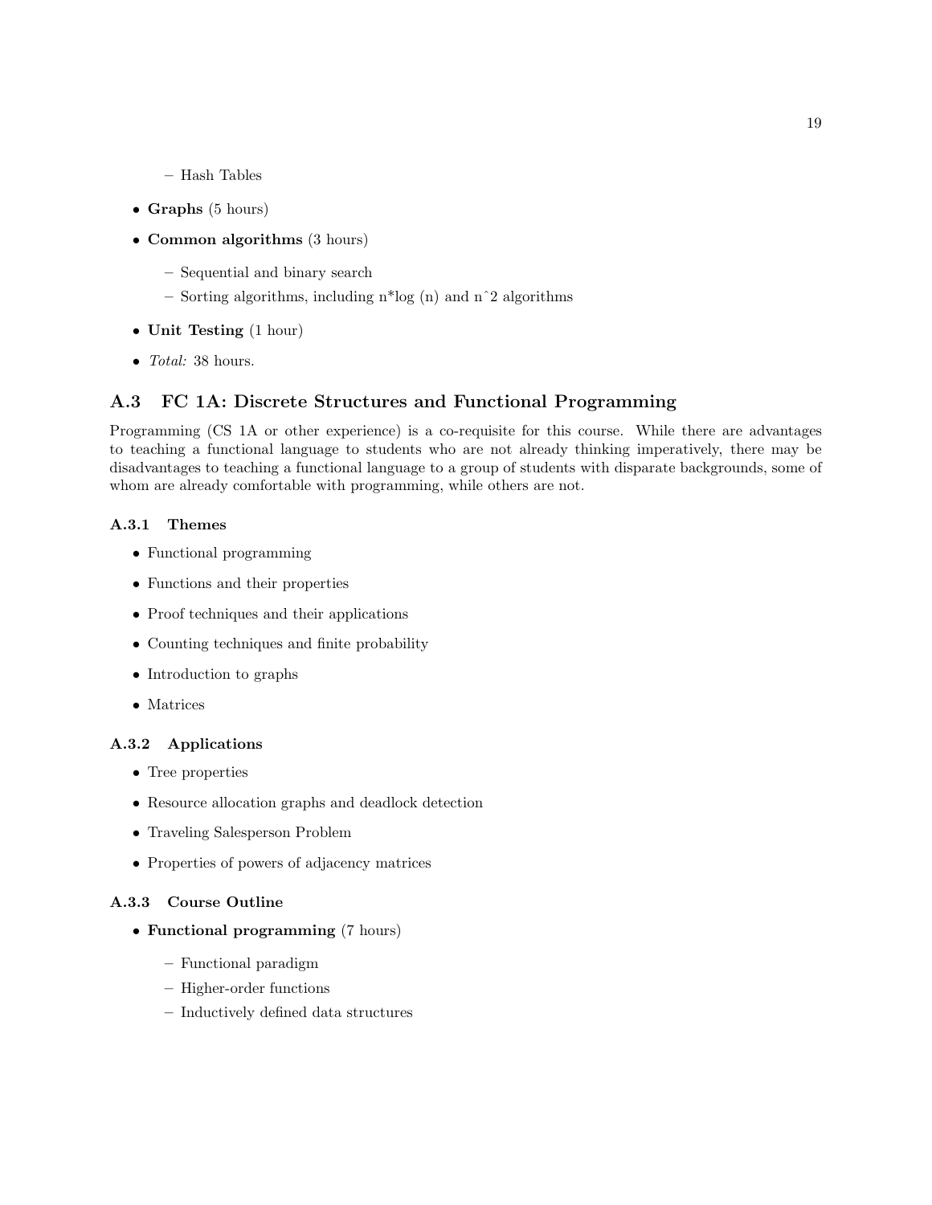- Hash Tables

- **Graphs** (5 hours)
- **Common algorithms** (3 hours)
  - Sequential and binary search
  - Sorting algorithms, including $n*\log(n)$ and $n^2$ algorithms
- **Unit Testing** (1 hour)
- *Total:* 38 hours.

## A.3 FC 1A: Discrete Structures and Functional Programming

Programming (CS 1A or other experience) is a co-requisite for this course. While there are advantages to teaching a functional language to students who are not already thinking imperatively, there may be disadvantages to teaching a functional language to a group of students with disparate backgrounds, some of whom are already comfortable with programming, while others are not.

### A.3.1 Themes

- Functional programming
- Functions and their properties
- Proof techniques and their applications
- Counting techniques and finite probability
- Introduction to graphs
- Matrices

### A.3.2 Applications

- Tree properties
- Resource allocation graphs and deadlock detection
- Traveling Salesperson Problem
- Properties of powers of adjacency matrices

### A.3.3 Course Outline

- **Functional programming** (7 hours)
  - Functional paradigm
  - Higher-order functions
  - Inductively defined data structures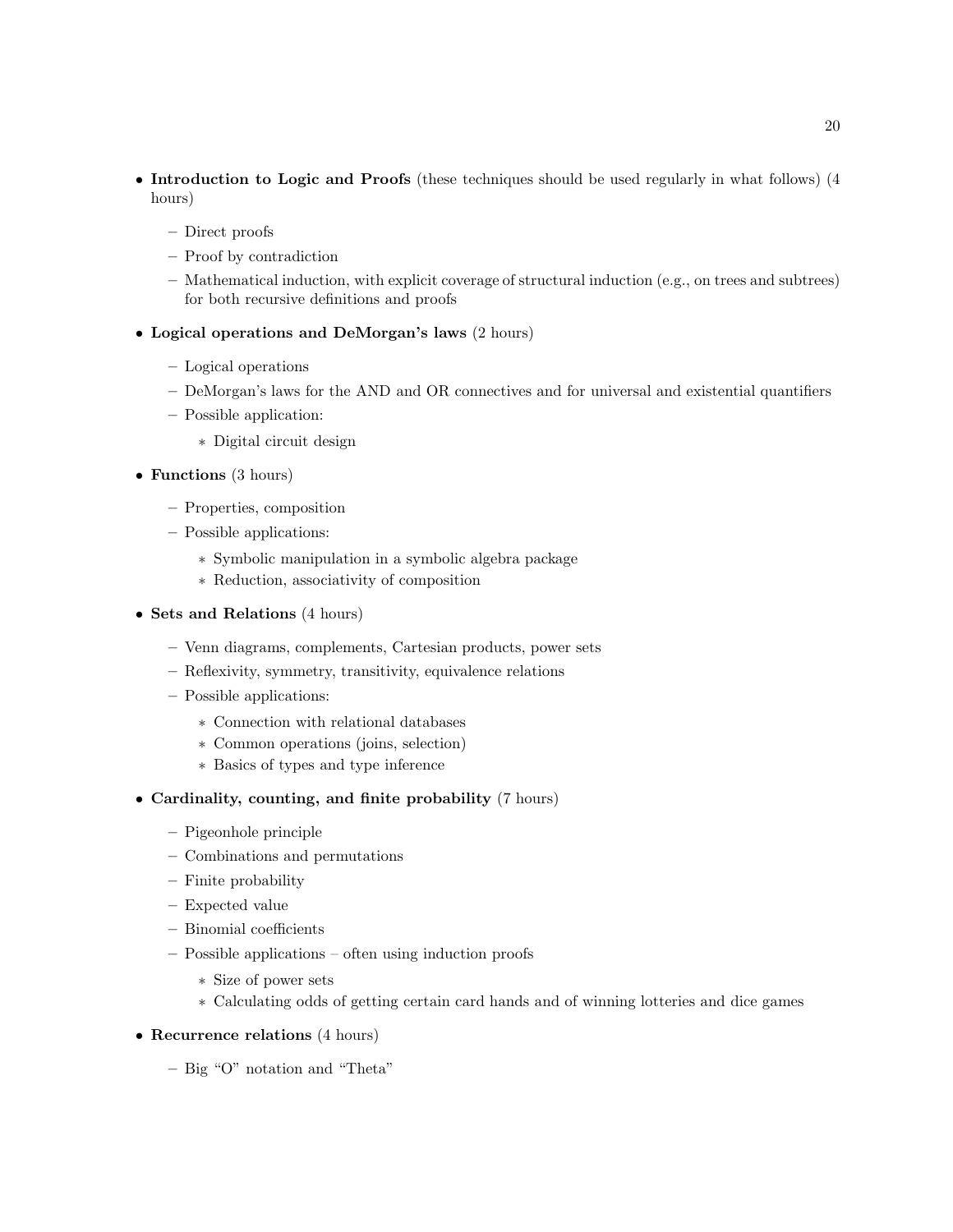- **Introduction to Logic and Proofs** (these techniques should be used regularly in what follows) (4 hours)
  - Direct proofs
  - Proof by contradiction
  - Mathematical induction, with explicit coverage of structural induction (e.g., on trees and subtrees) for both recursive definitions and proofs
- **Logical operations and DeMorgan's laws** (2 hours)
  - Logical operations
  - DeMorgan's laws for the AND and OR connectives and for universal and existential quantifiers
  - Possible application:
    - Digital circuit design
- **Functions** (3 hours)
  - Properties, composition
  - Possible applications:
    - Symbolic manipulation in a symbolic algebra package
    - Reduction, associativity of composition
- **Sets and Relations** (4 hours)
  - Venn diagrams, complements, Cartesian products, power sets
  - Reflexivity, symmetry, transitivity, equivalence relations
  - Possible applications:
    - Connection with relational databases
    - Common operations (joins, selection)
    - Basics of types and type inference
- **Cardinality, counting, and finite probability** (7 hours)
  - Pigeonhole principle
  - Combinations and permutations
  - Finite probability
  - Expected value
  - Binomial coefficients
  - Possible applications – often using induction proofs
    - Size of power sets
    - Calculating odds of getting certain card hands and of winning lotteries and dice games
- **Recurrence relations** (4 hours)
  - Big "O" notation and "Theta"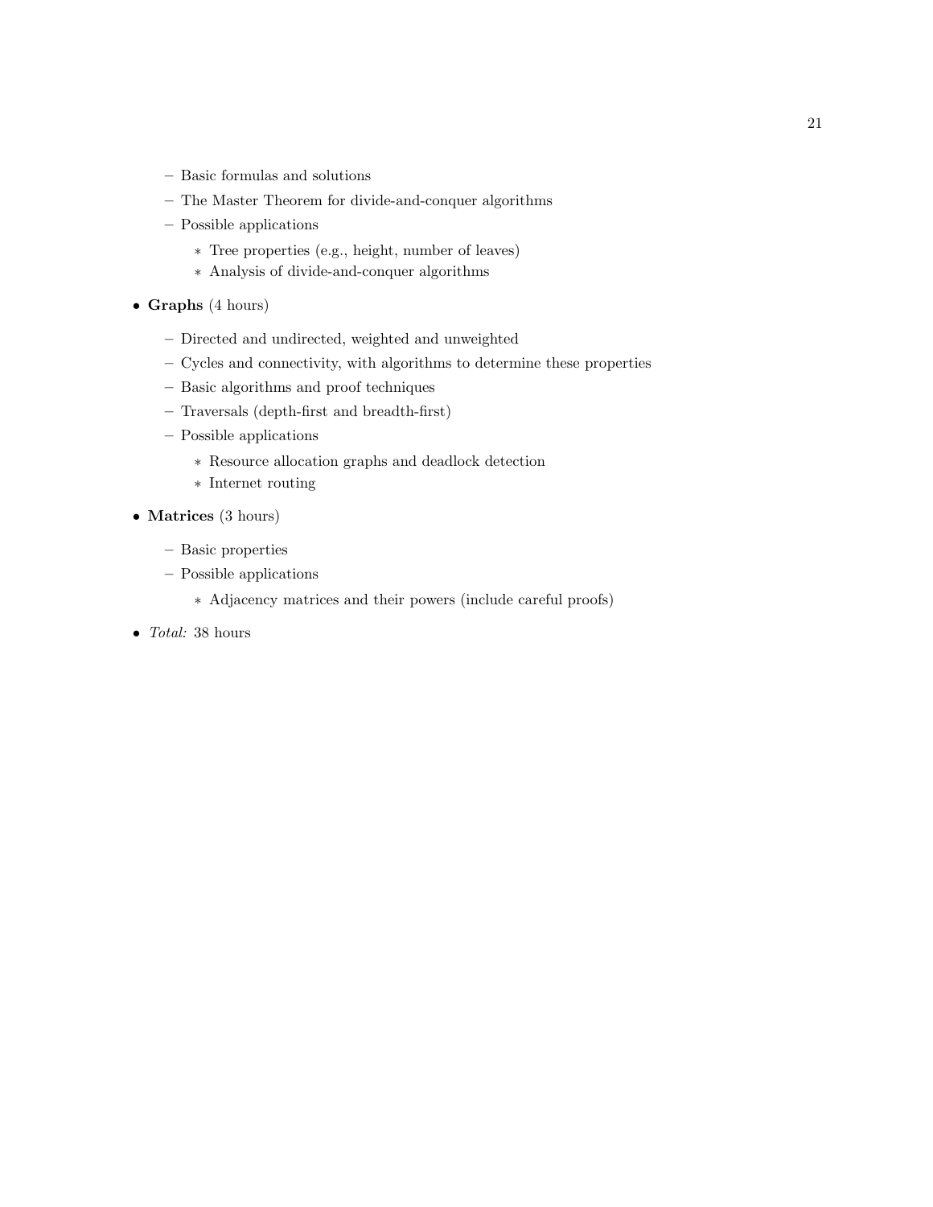- Basic formulas and solutions
  - The Master Theorem for divide-and-conquer algorithms
  - Possible applications
    - Tree properties (e.g., height, number of leaves)
    - Analysis of divide-and-conquer algorithms

- **Graphs** (4 hours)
  - Directed and undirected, weighted and unweighted
  - Cycles and connectivity, with algorithms to determine these properties
  - Basic algorithms and proof techniques
  - Traversals (depth-first and breadth-first)
  - Possible applications
    - Resource allocation graphs and deadlock detection
    - Internet routing

- **Matrices** (3 hours)
  - Basic properties
  - Possible applications
    - Adjacency matrices and their powers (include careful proofs)

- *Total:* 38 hours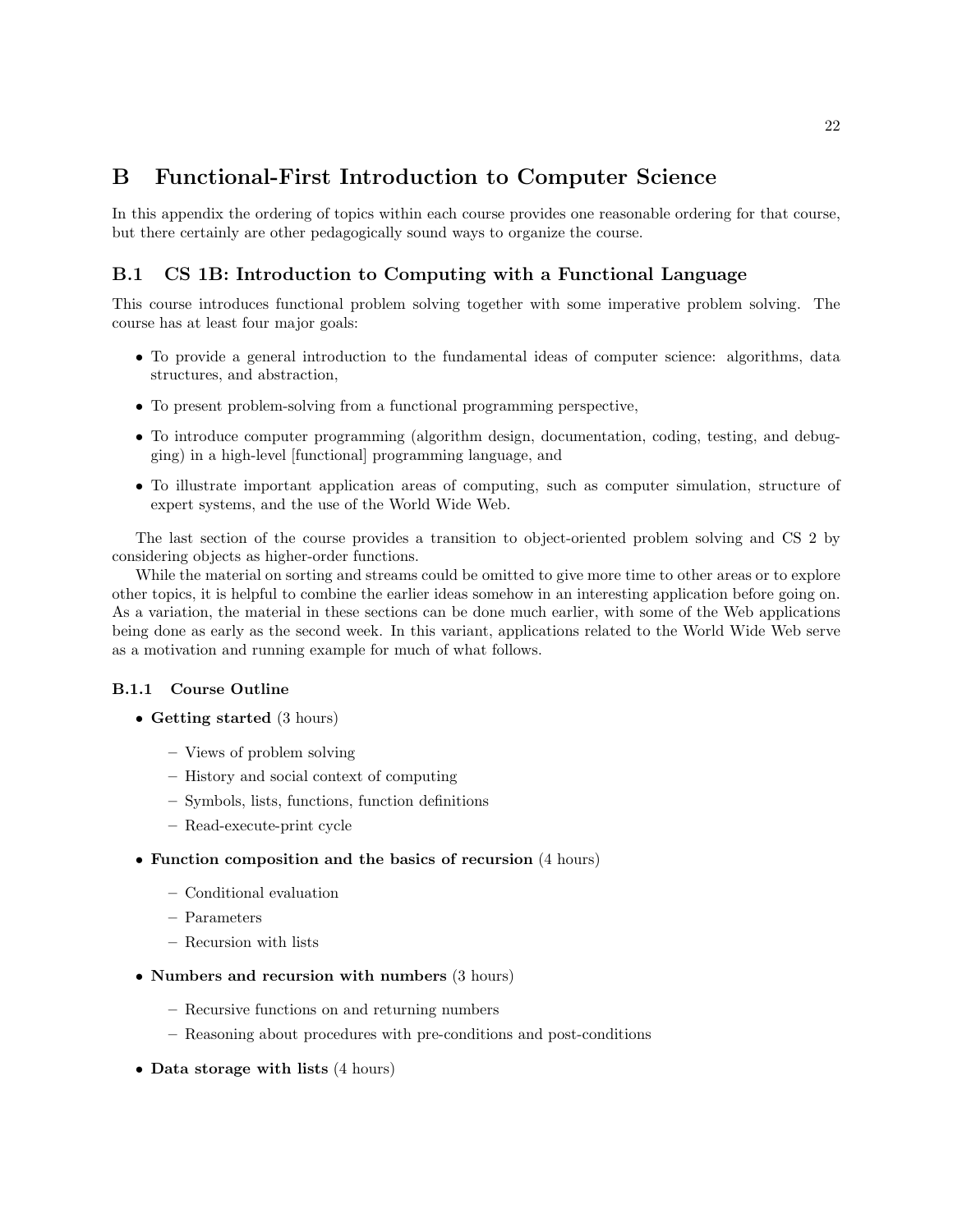# B Functional-First Introduction to Computer Science

In this appendix the ordering of topics within each course provides one reasonable ordering for that course, but there certainly are other pedagogically sound ways to organize the course.

## B.1 CS 1B: Introduction to Computing with a Functional Language

This course introduces functional problem solving together with some imperative problem solving. The course has at least four major goals:

- To provide a general introduction to the fundamental ideas of computer science: algorithms, data structures, and abstraction,
- To present problem-solving from a functional programming perspective,
- To introduce computer programming (algorithm design, documentation, coding, testing, and debugging) in a high-level [functional] programming language, and
- To illustrate important application areas of computing, such as computer simulation, structure of expert systems, and the use of the World Wide Web.

The last section of the course provides a transition to object-oriented problem solving and CS 2 by considering objects as higher-order functions.

While the material on sorting and streams could be omitted to give more time to other areas or to explore other topics, it is helpful to combine the earlier ideas somehow in an interesting application before going on. As a variation, the material in these sections can be done much earlier, with some of the Web applications being done as early as the second week. In this variant, applications related to the World Wide Web serve as a motivation and running example for much of what follows.

### B.1.1 Course Outline

- **Getting started** (3 hours)
  - Views of problem solving
  - History and social context of computing
  - Symbols, lists, functions, function definitions
  - Read-execute-print cycle
- **Function composition and the basics of recursion** (4 hours)
  - Conditional evaluation
  - Parameters
  - Recursion with lists
- **Numbers and recursion with numbers** (3 hours)
  - Recursive functions on and returning numbers
  - Reasoning about procedures with pre-conditions and post-conditions
- **Data storage with lists** (4 hours)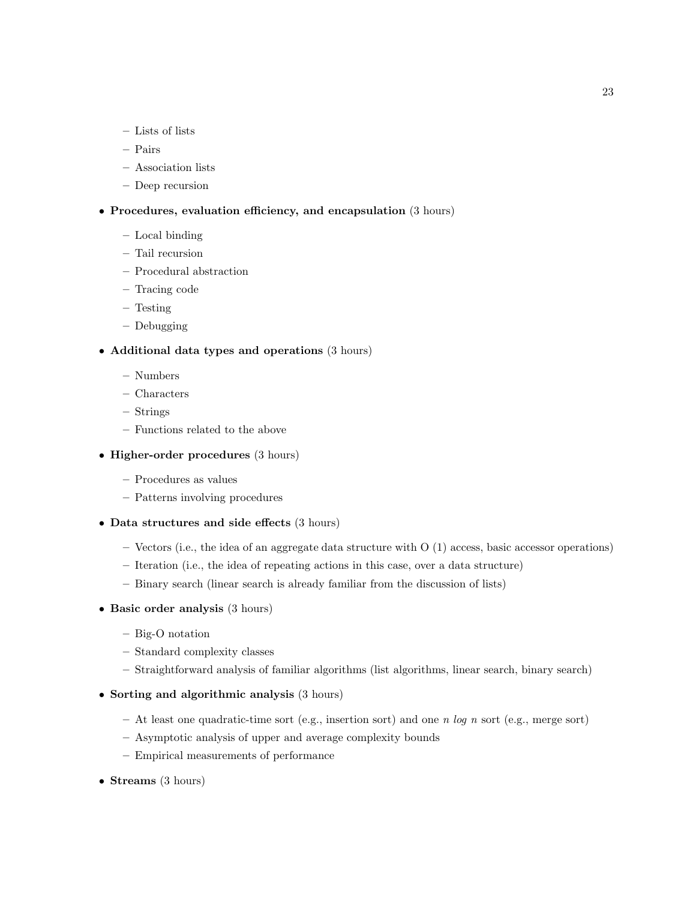- Lists of lists
  - Pairs
  - Association lists
  - Deep recursion
- **Procedures, evaluation efficiency, and encapsulation** (3 hours)
  - Local binding
  - Tail recursion
  - Procedural abstraction
  - Tracing code
  - Testing
  - Debugging
- **Additional data types and operations** (3 hours)
  - Numbers
  - Characters
  - Strings
  - Functions related to the above
- **Higher-order procedures** (3 hours)
  - Procedures as values
  - Patterns involving procedures
- **Data structures and side effects** (3 hours)
  - Vectors (i.e., the idea of an aggregate data structure with O (1) access, basic accessor operations)
  - Iteration (i.e., the idea of repeating actions in this case, over a data structure)
  - Binary search (linear search is already familiar from the discussion of lists)
- **Basic order analysis** (3 hours)
  - Big-O notation
  - Standard complexity classes
  - Straightforward analysis of familiar algorithms (list algorithms, linear search, binary search)
- **Sorting and algorithmic analysis** (3 hours)
  - At least one quadratic-time sort (e.g., insertion sort) and one *n log n* sort (e.g., merge sort)
  - Asymptotic analysis of upper and average complexity bounds
  - Empirical measurements of performance
- **Streams** (3 hours)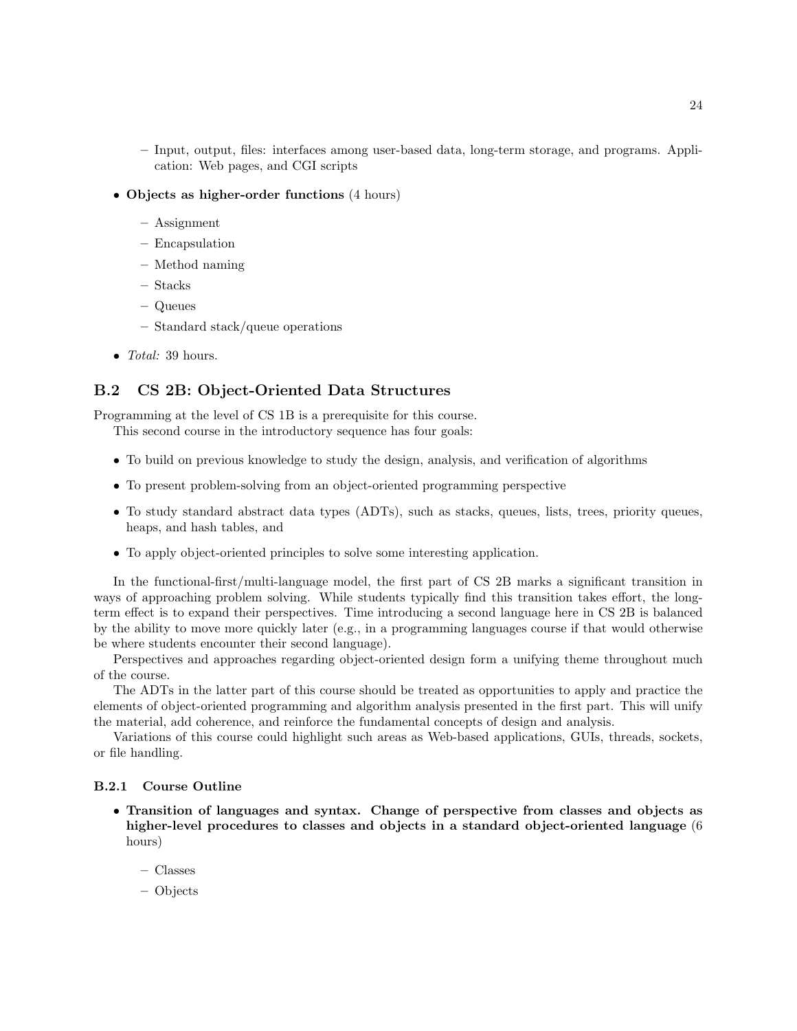- Input, output, files: interfaces among user-based data, long-term storage, and programs. Application: Web pages, and CGI scripts

- **Objects as higher-order functions** (4 hours)
  - Assignment
  - Encapsulation
  - Method naming
  - Stacks
  - Queues
  - Standard stack/queue operations

- *Total:* 39 hours.

## B.2 CS 2B: Object-Oriented Data Structures

Programming at the level of CS 1B is a prerequisite for this course.

This second course in the introductory sequence has four goals:

- To build on previous knowledge to study the design, analysis, and verification of algorithms
- To present problem-solving from an object-oriented programming perspective
- To study standard abstract data types (ADTs), such as stacks, queues, lists, trees, priority queues, heaps, and hash tables, and
- To apply object-oriented principles to solve some interesting application.

In the functional-first/multi-language model, the first part of CS 2B marks a significant transition in ways of approaching problem solving. While students typically find this transition takes effort, the long-term effect is to expand their perspectives. Time introducing a second language here in CS 2B is balanced by the ability to move more quickly later (e.g., in a programming languages course if that would otherwise be where students encounter their second language).

Perspectives and approaches regarding object-oriented design form a unifying theme throughout much of the course.

The ADTs in the latter part of this course should be treated as opportunities to apply and practice the elements of object-oriented programming and algorithm analysis presented in the first part. This will unify the material, add coherence, and reinforce the fundamental concepts of design and analysis.

Variations of this course could highlight such areas as Web-based applications, GUIs, threads, sockets, or file handling.

### B.2.1 Course Outline

- **Transition of languages and syntax. Change of perspective from classes and objects as higher-level procedures to classes and objects in a standard object-oriented language** (6 hours)
  - Classes
  - Objects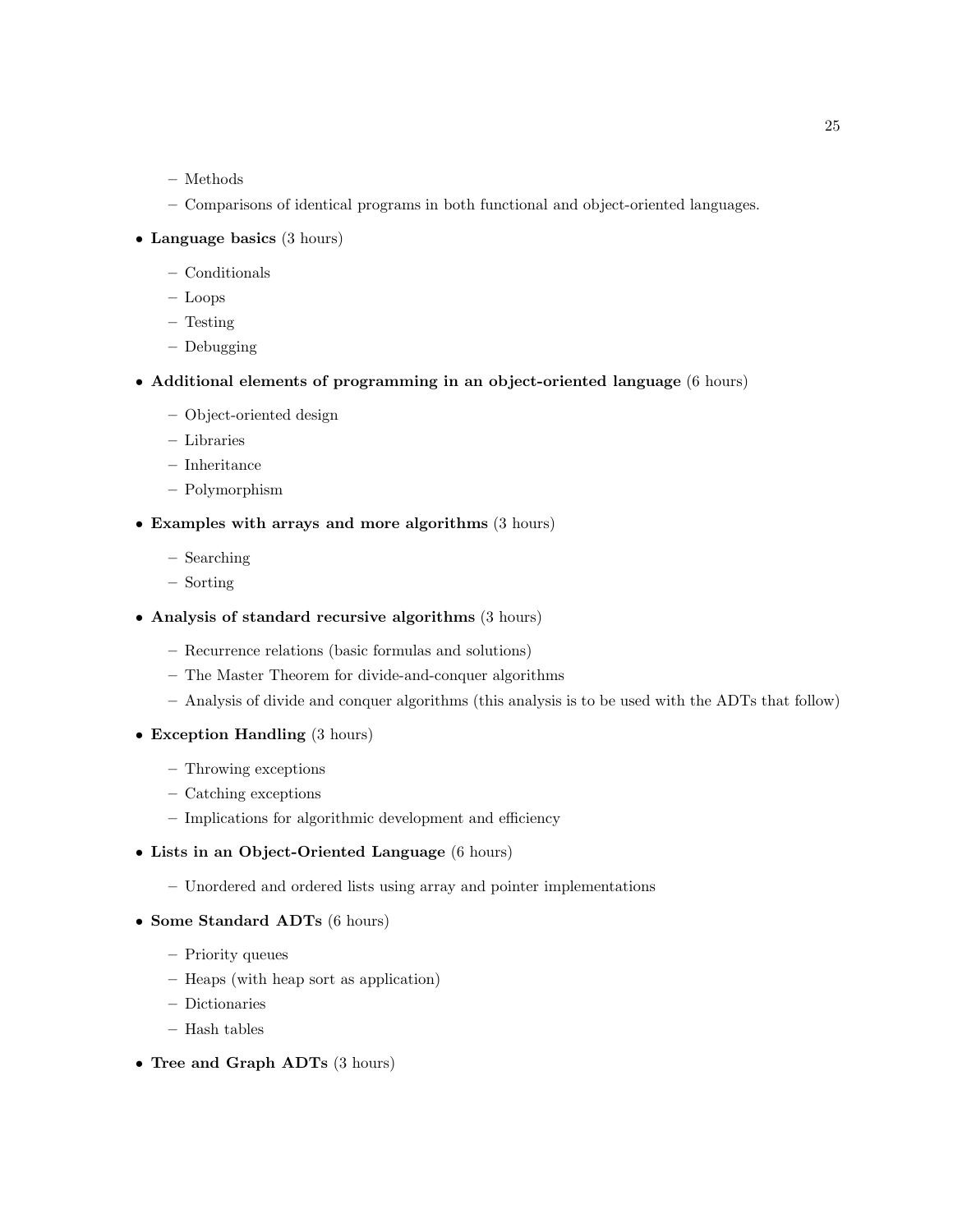- Methods
  - Comparisons of identical programs in both functional and object-oriented languages.

- **Language basics** (3 hours)
  - Conditionals
  - Loops
  - Testing
  - Debugging

- **Additional elements of programming in an object-oriented language** (6 hours)
  - Object-oriented design
  - Libraries
  - Inheritance
  - Polymorphism

- **Examples with arrays and more algorithms** (3 hours)
  - Searching
  - Sorting

- **Analysis of standard recursive algorithms** (3 hours)
  - Recurrence relations (basic formulas and solutions)
  - The Master Theorem for divide-and-conquer algorithms
  - Analysis of divide and conquer algorithms (this analysis is to be used with the ADTs that follow)

- **Exception Handling** (3 hours)
  - Throwing exceptions
  - Catching exceptions
  - Implications for algorithmic development and efficiency

- **Lists in an Object-Oriented Language** (6 hours)
  - Unordered and ordered lists using array and pointer implementations

- **Some Standard ADTs** (6 hours)
  - Priority queues
  - Heaps (with heap sort as application)
  - Dictionaries
  - Hash tables

- **Tree and Graph ADTs** (3 hours)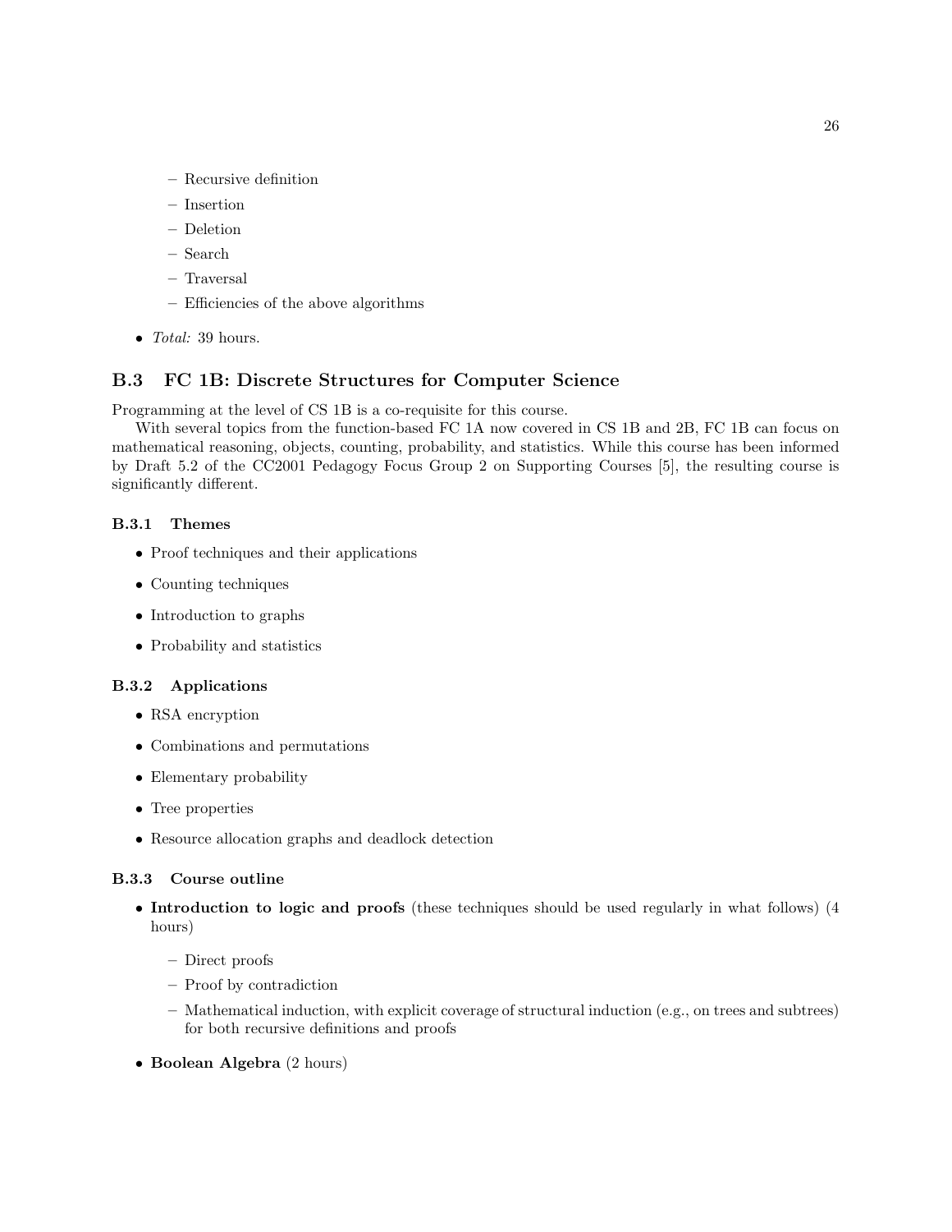- Recursive definition
  - Insertion
  - Deletion
  - Search
  - Traversal
  - Efficiencies of the above algorithms

- *Total:* 39 hours.

## B.3 FC 1B: Discrete Structures for Computer Science

Programming at the level of CS 1B is a co-requisite for this course.

With several topics from the function-based FC 1A now covered in CS 1B and 2B, FC 1B can focus on mathematical reasoning, objects, counting, probability, and statistics. While this course has been informed by Draft 5.2 of the CC2001 Pedagogy Focus Group 2 on Supporting Courses [5], the resulting course is significantly different.

### B.3.1 Themes

- Proof techniques and their applications
- Counting techniques
- Introduction to graphs
- Probability and statistics

### B.3.2 Applications

- RSA encryption
- Combinations and permutations
- Elementary probability
- Tree properties
- Resource allocation graphs and deadlock detection

### B.3.3 Course outline

- **Introduction to logic and proofs** (these techniques should be used regularly in what follows) (4 hours)
  - Direct proofs
  - Proof by contradiction
  - Mathematical induction, with explicit coverage of structural induction (e.g., on trees and subtrees) for both recursive definitions and proofs

- **Boolean Algebra** (2 hours)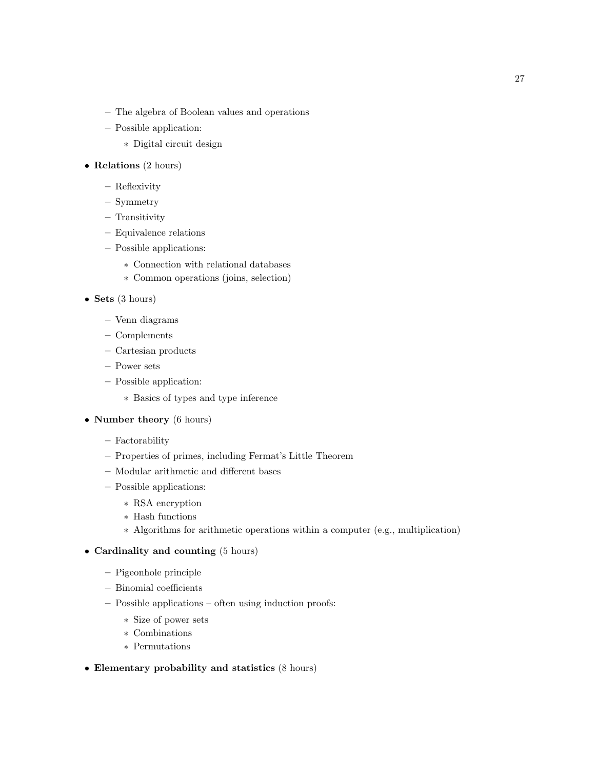- The algebra of Boolean values and operations
  - Possible application:
    - Digital circuit design

- **Relations** (2 hours)
  - Reflexivity
  - Symmetry
  - Transitivity
  - Equivalence relations
  - Possible applications:
    - Connection with relational databases
    - Common operations (joins, selection)

- **Sets** (3 hours)
  - Venn diagrams
  - Complements
  - Cartesian products
  - Power sets
  - Possible application:
    - Basics of types and type inference

- **Number theory** (6 hours)
  - Factorability
  - Properties of primes, including Fermat's Little Theorem
  - Modular arithmetic and different bases
  - Possible applications:
    - RSA encryption
    - Hash functions
    - Algorithms for arithmetic operations within a computer (e.g., multiplication)

- **Cardinality and counting** (5 hours)
  - Pigeonhole principle
  - Binomial coefficients
  - Possible applications – often using induction proofs:
    - Size of power sets
    - Combinations
    - Permutations

- **Elementary probability and statistics** (8 hours)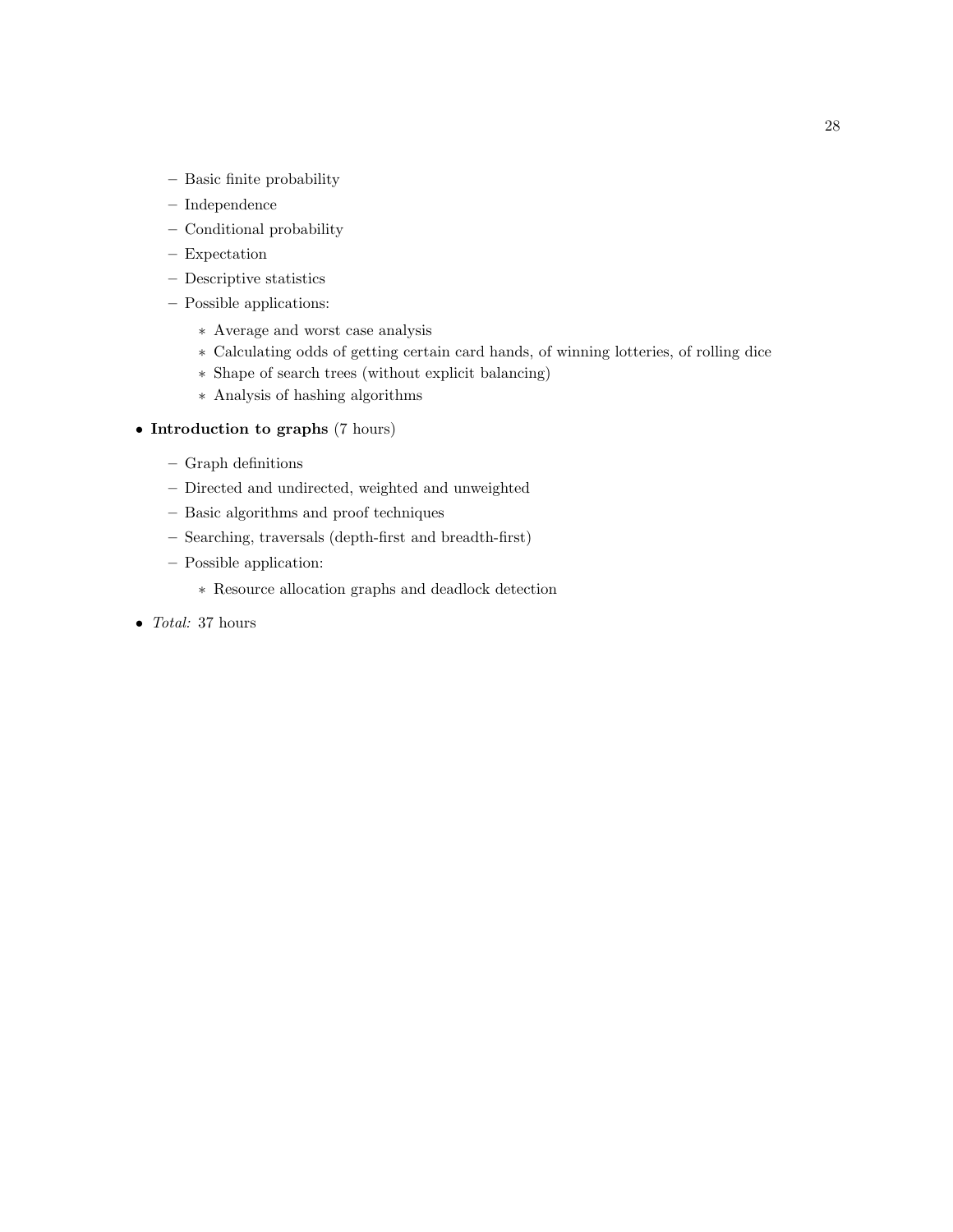- Basic finite probability
  - Independence
  - Conditional probability
  - Expectation
  - Descriptive statistics
  - Possible applications:
    * Average and worst case analysis
    * Calculating odds of getting certain card hands, of winning lotteries, of rolling dice
    * Shape of search trees (without explicit balancing)
    * Analysis of hashing algorithms

- **Introduction to graphs** (7 hours)
  - Graph definitions
  - Directed and undirected, weighted and unweighted
  - Basic algorithms and proof techniques
  - Searching, traversals (depth-first and breadth-first)
  - Possible application:
    * Resource allocation graphs and deadlock detection

- *Total:* 37 hours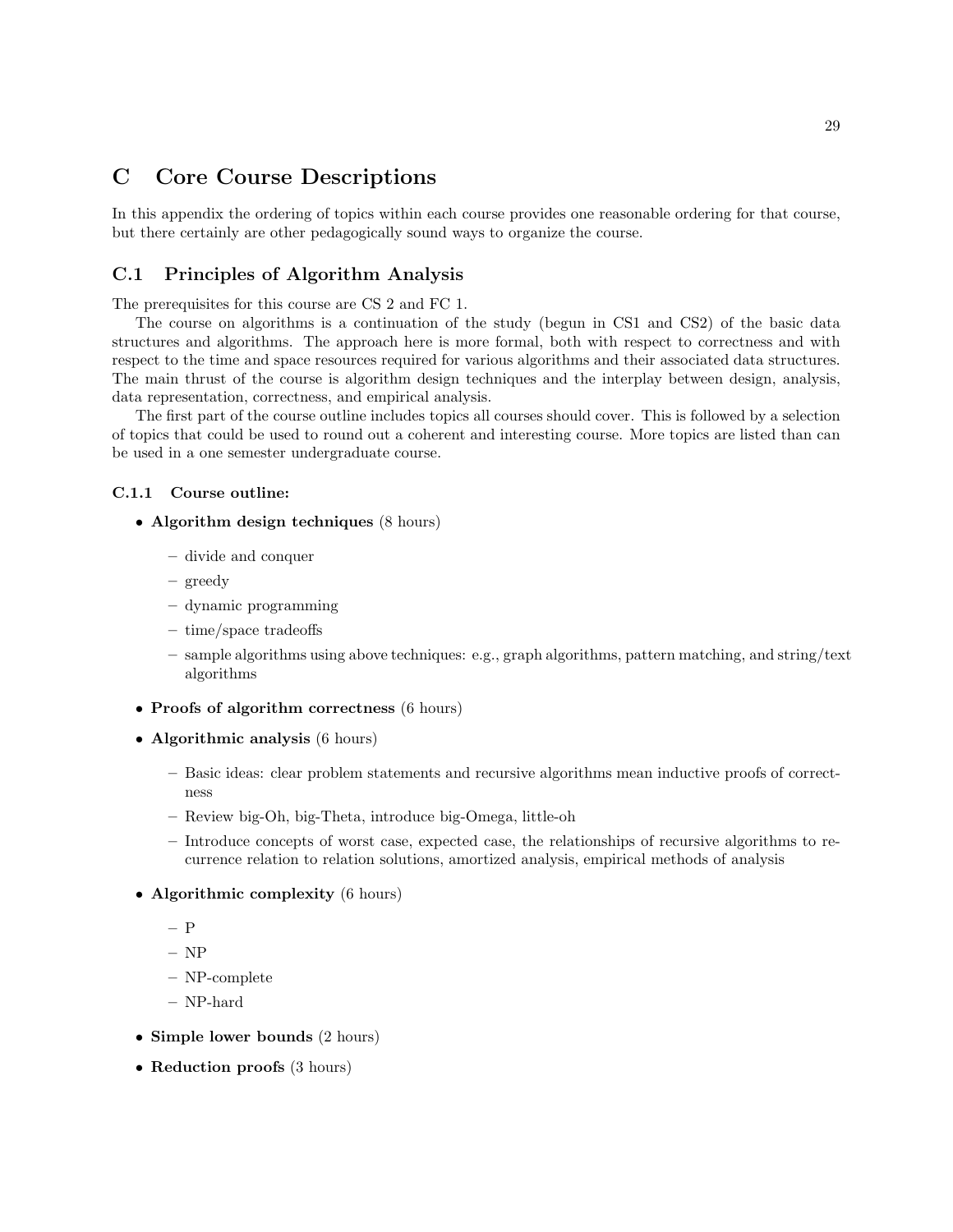# C Core Course Descriptions

In this appendix the ordering of topics within each course provides one reasonable ordering for that course, but there certainly are other pedagogically sound ways to organize the course.

## C.1 Principles of Algorithm Analysis

The prerequisites for this course are CS 2 and FC 1.

The course on algorithms is a continuation of the study (begun in CS1 and CS2) of the basic data structures and algorithms. The approach here is more formal, both with respect to correctness and with respect to the time and space resources required for various algorithms and their associated data structures. The main thrust of the course is algorithm design techniques and the interplay between design, analysis, data representation, correctness, and empirical analysis.

The first part of the course outline includes topics all courses should cover. This is followed by a selection of topics that could be used to round out a coherent and interesting course. More topics are listed than can be used in a one semester undergraduate course.

### C.1.1 Course outline:

- **Algorithm design techniques** (8 hours)
  - divide and conquer
  - greedy
  - dynamic programming
  - time/space tradeoffs
  - sample algorithms using above techniques: e.g., graph algorithms, pattern matching, and string/text algorithms
- **Proofs of algorithm correctness** (6 hours)
- **Algorithmic analysis** (6 hours)
  - Basic ideas: clear problem statements and recursive algorithms mean inductive proofs of correctness
  - Review big-Oh, big-Theta, introduce big-Omega, little-oh
  - Introduce concepts of worst case, expected case, the relationships of recursive algorithms to recurrence relation to relation solutions, amortized analysis, empirical methods of analysis
- **Algorithmic complexity** (6 hours)
  - P
  - NP
  - NP-complete
  - NP-hard
- **Simple lower bounds** (2 hours)
- **Reduction proofs** (3 hours)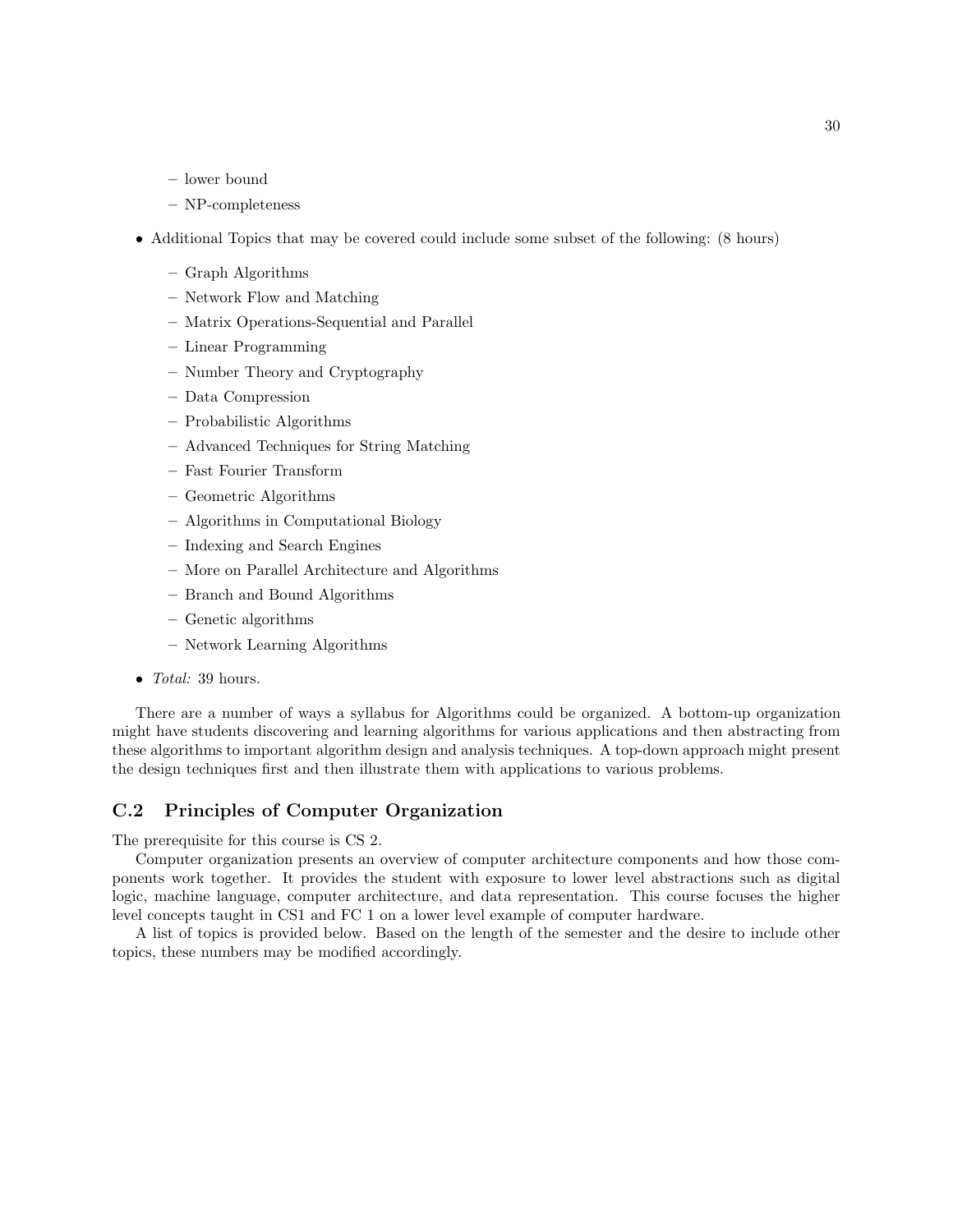- lower bound
  - NP-completeness

- Additional Topics that may be covered could include some subset of the following: (8 hours)
  - Graph Algorithms
  - Network Flow and Matching
  - Matrix Operations-Sequential and Parallel
  - Linear Programming
  - Number Theory and Cryptography
  - Data Compression
  - Probabilistic Algorithms
  - Advanced Techniques for String Matching
  - Fast Fourier Transform
  - Geometric Algorithms
  - Algorithms in Computational Biology
  - Indexing and Search Engines
  - More on Parallel Architecture and Algorithms
  - Branch and Bound Algorithms
  - Genetic algorithms
  - Network Learning Algorithms

- *Total:* 39 hours.

There are a number of ways a syllabus for Algorithms could be organized. A bottom-up organization might have students discovering and learning algorithms for various applications and then abstracting from these algorithms to important algorithm design and analysis techniques. A top-down approach might present the design techniques first and then illustrate them with applications to various problems.

## C.2 Principles of Computer Organization

The prerequisite for this course is CS 2.

Computer organization presents an overview of computer architecture components and how those components work together. It provides the student with exposure to lower level abstractions such as digital logic, machine language, computer architecture, and data representation. This course focuses the higher level concepts taught in CS1 and FC 1 on a lower level example of computer hardware.

A list of topics is provided below. Based on the length of the semester and the desire to include other topics, these numbers may be modified accordingly.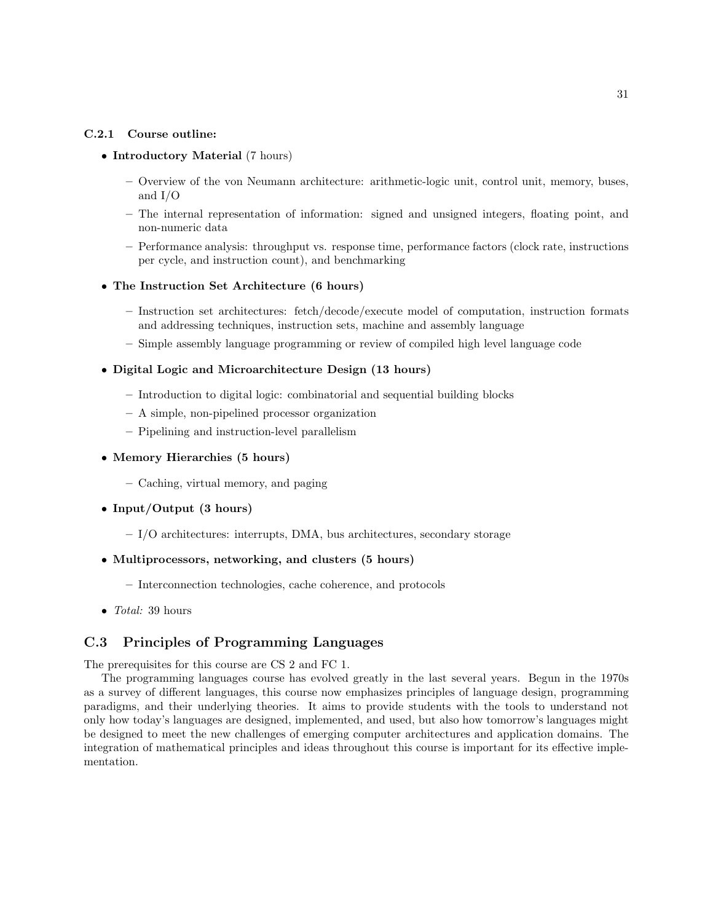### C.2.1 Course outline:

- **Introductory Material** (7 hours)
  - Overview of the von Neumann architecture: arithmetic-logic unit, control unit, memory, buses, and I/O
  - The internal representation of information: signed and unsigned integers, floating point, and non-numeric data
  - Performance analysis: throughput vs. response time, performance factors (clock rate, instructions per cycle, and instruction count), and benchmarking
- **The Instruction Set Architecture (6 hours)**
  - Instruction set architectures: fetch/decode/execute model of computation, instruction formats and addressing techniques, instruction sets, machine and assembly language
  - Simple assembly language programming or review of compiled high level language code
- **Digital Logic and Microarchitecture Design (13 hours)**
  - Introduction to digital logic: combinatorial and sequential building blocks
  - A simple, non-pipelined processor organization
  - Pipelining and instruction-level parallelism
- **Memory Hierarchies (5 hours)**
  - Caching, virtual memory, and paging
- **Input/Output (3 hours)**
  - I/O architectures: interrupts, DMA, bus architectures, secondary storage
- **Multiprocessors, networking, and clusters (5 hours)**
  - Interconnection technologies, cache coherence, and protocols
- *Total:* 39 hours

## C.3 Principles of Programming Languages

The prerequisites for this course are CS 2 and FC 1.

The programming languages course has evolved greatly in the last several years. Begun in the 1970s as a survey of different languages, this course now emphasizes principles of language design, programming paradigms, and their underlying theories. It aims to provide students with the tools to understand not only how today's languages are designed, implemented, and used, but also how tomorrow's languages might be designed to meet the new challenges of emerging computer architectures and application domains. The integration of mathematical principles and ideas throughout this course is important for its effective implementation.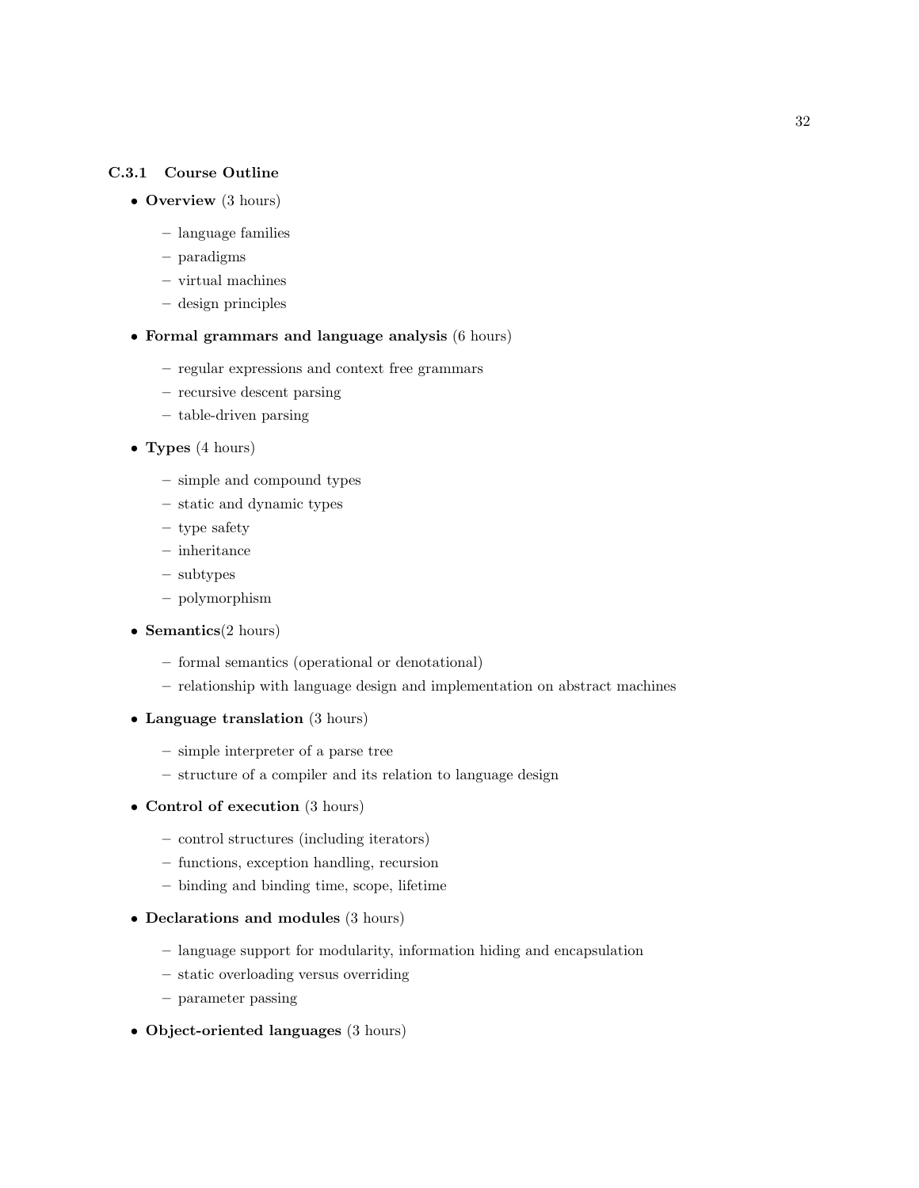### C.3.1 Course Outline

- **Overview** (3 hours)
  - language families
  - paradigms
  - virtual machines
  - design principles
- **Formal grammars and language analysis** (6 hours)
  - regular expressions and context free grammars
  - recursive descent parsing
  - table-driven parsing
- **Types** (4 hours)
  - simple and compound types
  - static and dynamic types
  - type safety
  - inheritance
  - subtypes
  - polymorphism
- **Semantics**(2 hours)
  - formal semantics (operational or denotational)
  - relationship with language design and implementation on abstract machines
- **Language translation** (3 hours)
  - simple interpreter of a parse tree
  - structure of a compiler and its relation to language design
- **Control of execution** (3 hours)
  - control structures (including iterators)
  - functions, exception handling, recursion
  - binding and binding time, scope, lifetime
- **Declarations and modules** (3 hours)
  - language support for modularity, information hiding and encapsulation
  - static overloading versus overriding
  - parameter passing
- **Object-oriented languages** (3 hours)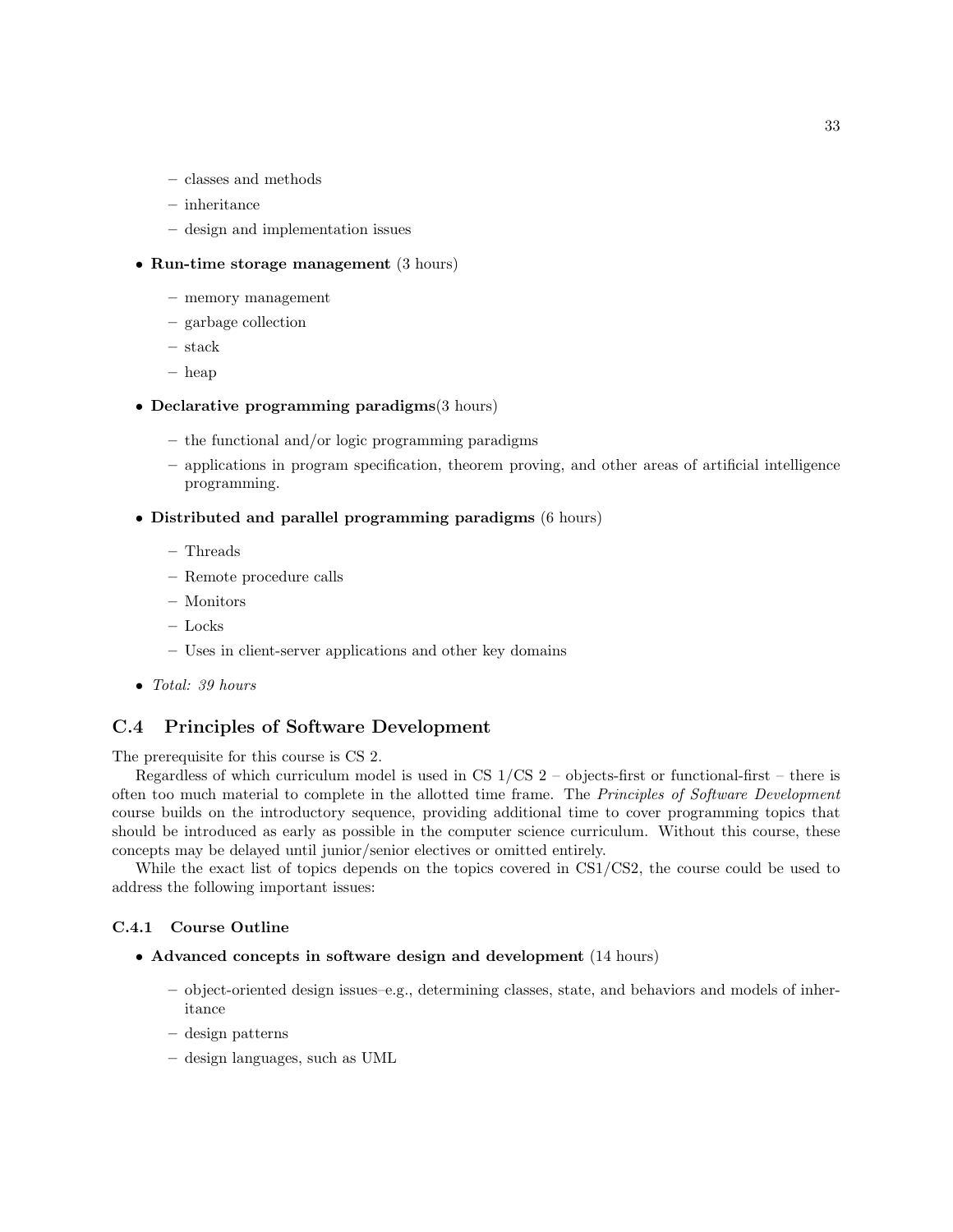- classes and methods
  - inheritance
  - design and implementation issues

- **Run-time storage management** (3 hours)
  - memory management
  - garbage collection
  - stack
  - heap

- **Declarative programming paradigms**(3 hours)
  - the functional and/or logic programming paradigms
  - applications in program specification, theorem proving, and other areas of artificial intelligence programming.

- **Distributed and parallel programming paradigms** (6 hours)
  - Threads
  - Remote procedure calls
  - Monitors
  - Locks
  - Uses in client-server applications and other key domains

- *Total: 39 hours*

## C.4 Principles of Software Development

The prerequisite for this course is CS 2.

Regardless of which curriculum model is used in CS 1/CS 2 – objects-first or functional-first – there is often too much material to complete in the allotted time frame. The *Principles of Software Development* course builds on the introductory sequence, providing additional time to cover programming topics that should be introduced as early as possible in the computer science curriculum. Without this course, these concepts may be delayed until junior/senior electives or omitted entirely.

While the exact list of topics depends on the topics covered in CS1/CS2, the course could be used to address the following important issues:

### C.4.1 Course Outline

- **Advanced concepts in software design and development** (14 hours)
  - object-oriented design issues–e.g., determining classes, state, and behaviors and models of inheritance
  - design patterns
  - design languages, such as UML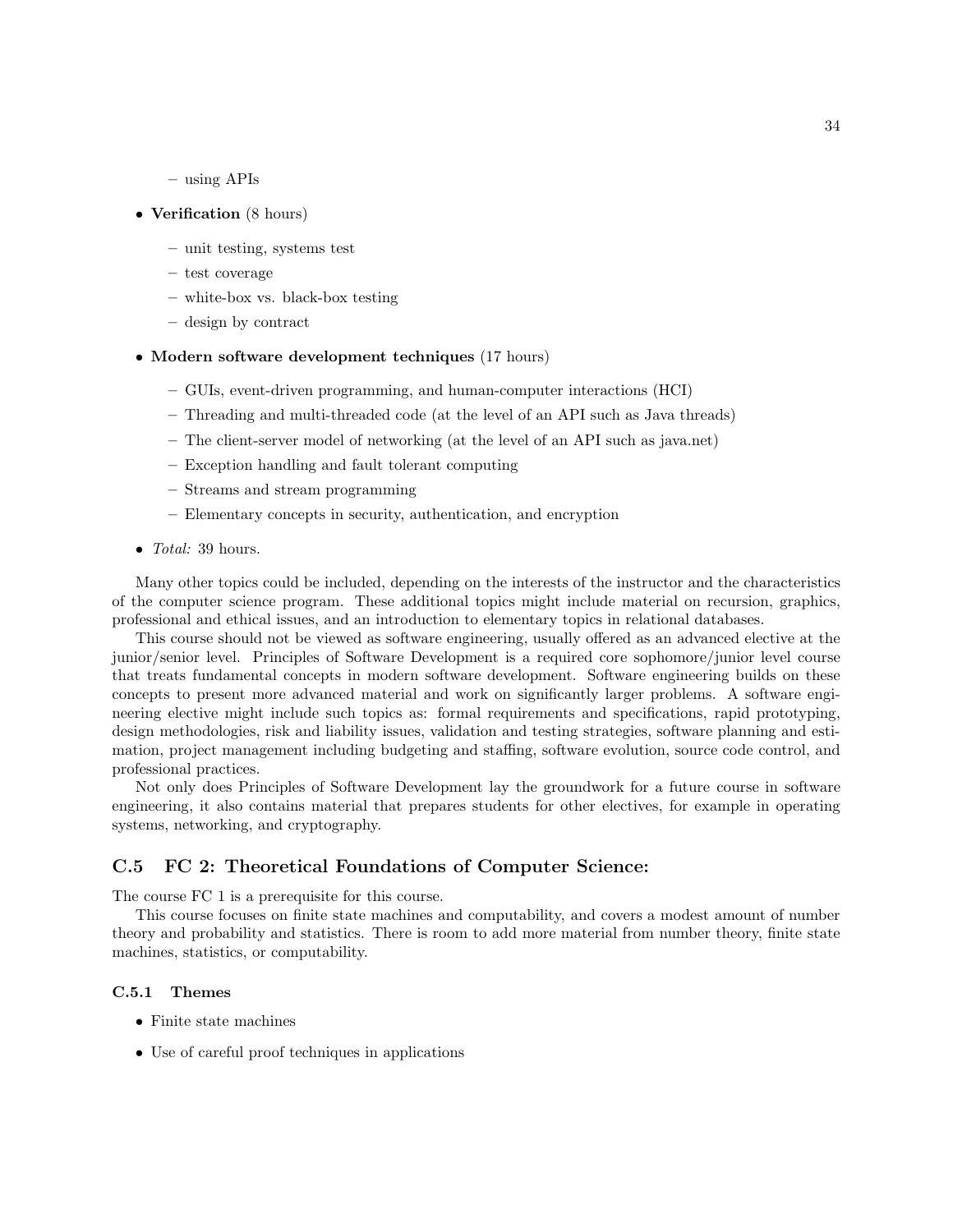- using APIs

- **Verification** (8 hours)
  - unit testing, systems test
  - test coverage
  - white-box vs. black-box testing
  - design by contract

- **Modern software development techniques** (17 hours)
  - GUIs, event-driven programming, and human-computer interactions (HCI)
  - Threading and multi-threaded code (at the level of an API such as Java threads)
  - The client-server model of networking (at the level of an API such as java.net)
  - Exception handling and fault tolerant computing
  - Streams and stream programming
  - Elementary concepts in security, authentication, and encryption

- *Total:* 39 hours.

Many other topics could be included, depending on the interests of the instructor and the characteristics of the computer science program. These additional topics might include material on recursion, graphics, professional and ethical issues, and an introduction to elementary topics in relational databases.

This course should not be viewed as software engineering, usually offered as an advanced elective at the junior/senior level. Principles of Software Development is a required core sophomore/junior level course that treats fundamental concepts in modern software development. Software engineering builds on these concepts to present more advanced material and work on significantly larger problems. A software engineering elective might include such topics as: formal requirements and specifications, rapid prototyping, design methodologies, risk and liability issues, validation and testing strategies, software planning and estimation, project management including budgeting and staffing, software evolution, source code control, and professional practices.

Not only does Principles of Software Development lay the groundwork for a future course in software engineering, it also contains material that prepares students for other electives, for example in operating systems, networking, and cryptography.

## C.5 FC 2: Theoretical Foundations of Computer Science:

The course FC 1 is a prerequisite for this course.

This course focuses on finite state machines and computability, and covers a modest amount of number theory and probability and statistics. There is room to add more material from number theory, finite state machines, statistics, or computability.

### C.5.1 Themes

- Finite state machines
- Use of careful proof techniques in applications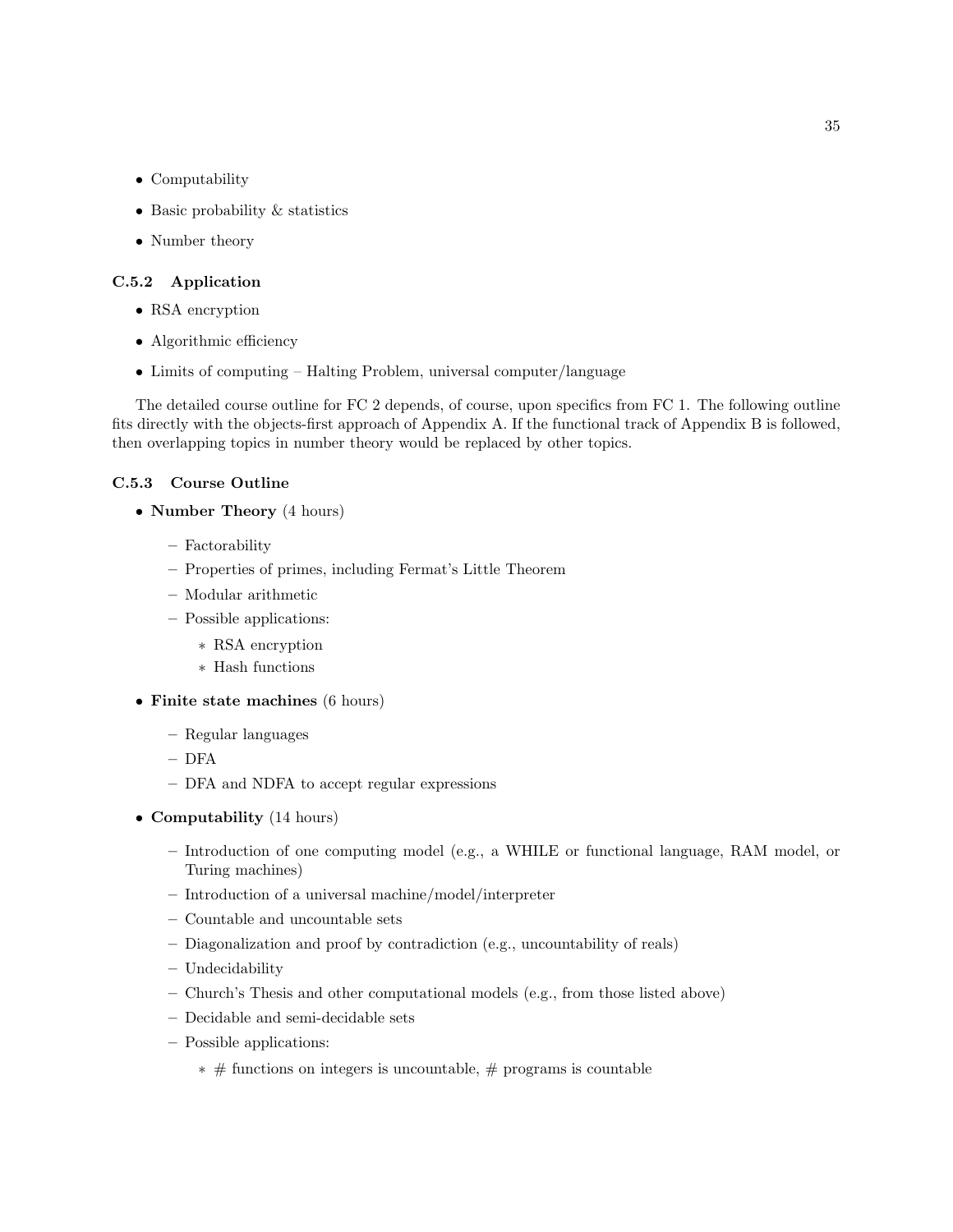- Computability
- Basic probability & statistics
- Number theory

### C.5.2 Application

- RSA encryption
- Algorithmic efficiency
- Limits of computing – Halting Problem, universal computer/language

The detailed course outline for FC 2 depends, of course, upon specifics from FC 1. The following outline fits directly with the objects-first approach of Appendix A. If the functional track of Appendix B is followed, then overlapping topics in number theory would be replaced by other topics.

### C.5.3 Course Outline

- **Number Theory** (4 hours)
  - Factorability
  - Properties of primes, including Fermat's Little Theorem
  - Modular arithmetic
  - Possible applications:
    - RSA encryption
    - Hash functions
- **Finite state machines** (6 hours)
  - Regular languages
  - DFA
  - DFA and NDFA to accept regular expressions
- **Computability** (14 hours)
  - Introduction of one computing model (e.g., a WHILE or functional language, RAM model, or Turing machines)
  - Introduction of a universal machine/model/interpreter
  - Countable and uncountable sets
  - Diagonalization and proof by contradiction (e.g., uncountability of reals)
  - Undecidability
  - Church's Thesis and other computational models (e.g., from those listed above)
  - Decidable and semi-decidable sets
  - Possible applications:
    - # functions on integers is uncountable, # programs is countable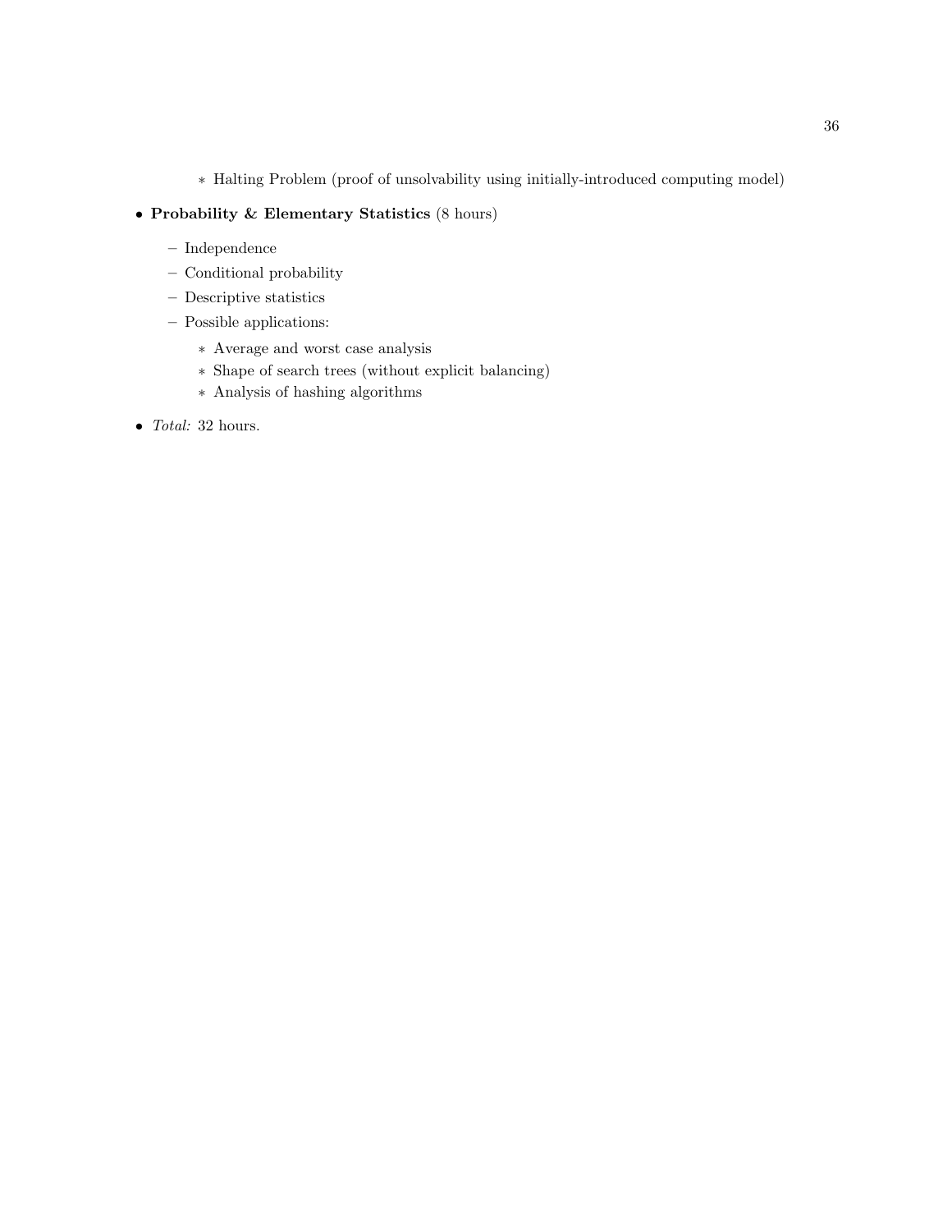* Halting Problem (proof of unsolvability using initially-introduced computing model)

- **Probability & Elementary Statistics** (8 hours)
  - Independence
  - Conditional probability
  - Descriptive statistics
  - Possible applications:
    * Average and worst case analysis
    * Shape of search trees (without explicit balancing)
    * Analysis of hashing algorithms

- *Total:* 32 hours.